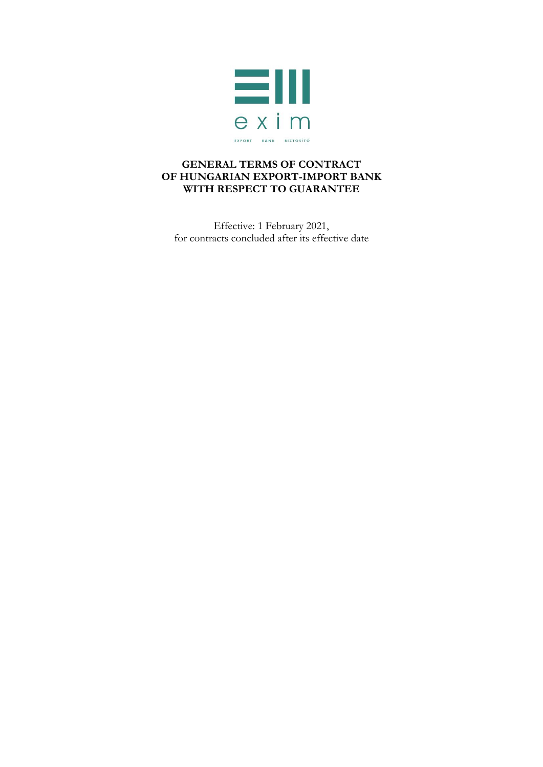exim

EXPORT BANK BIZTOSÍTÓ

# GENERAL TERMS OF CONTRACT OF HUNGARIAN EXPORT-IMPORT BANK WITH RESPECT TO GUARANTEE

Effective: 1 February 2021,
for contracts concluded after its effective date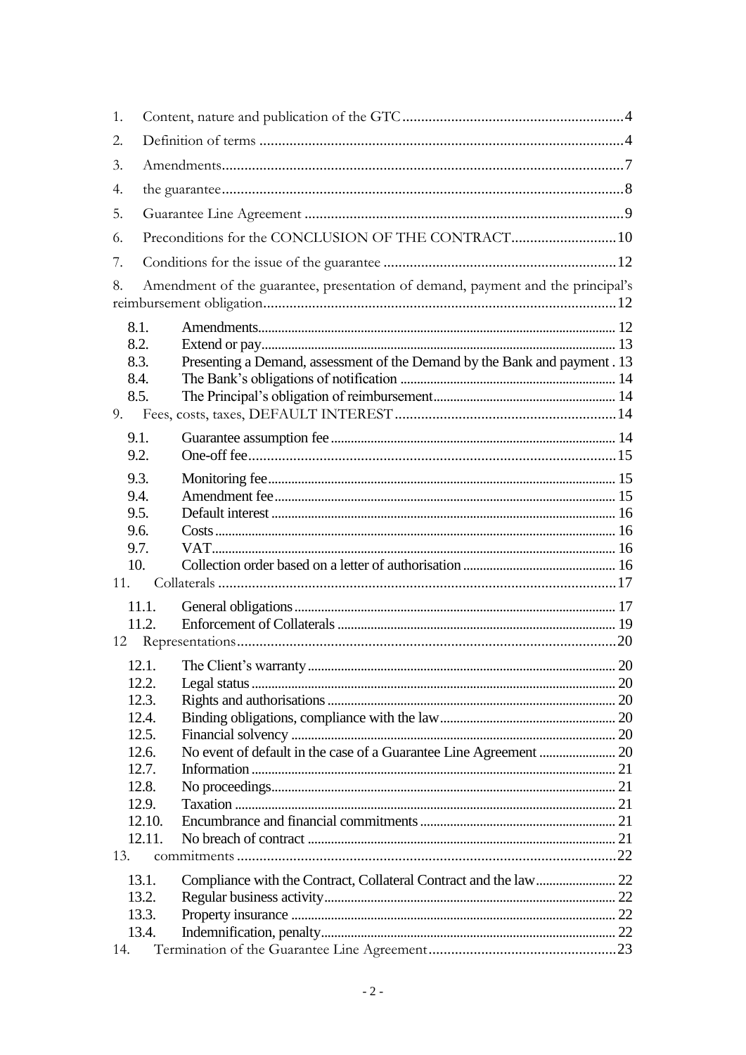1. Content, nature and publication of the GTC ........................................................ 4
2. Definition of terms ............................................................................................ 4
3. Amendments ...................................................................................................... 7
4. the guarantee ..................................................................................................... 8
5. Guarantee Line Agreement ................................................................................ 9
6. Preconditions for the CONCLUSION OF THE CONTRACT ........................... 10
7. Conditions for the issue of the guarantee .......................................................... 12
8. Amendment of the guarantee, presentation of demand, payment and the principal's reimbursement obligation ............................................................................................ 12
   - 8.1. Amendments ........................................................................................ 12
   - 8.2. Extend or pay ........................................................................................ 13
   - 8.3. Presenting a Demand, assessment of the Demand by the Bank and payment . 13
   - 8.4. The Bank's obligations of notification ................................................ 14
   - 8.5. The Principal's obligation of reimbursement ....................................... 14
9. Fees, costs, taxes, DEFAULT INTEREST ........................................................ 14
   - 9.1. Guarantee assumption fee .................................................................... 14
   - 9.2. One-off fee ............................................................................................ 15
   - 9.3. Monitoring fee ....................................................................................... 15
   - 9.4. Amendment fee ..................................................................................... 15
   - 9.5. Default interest ..................................................................................... 16
   - 9.6. Costs ..................................................................................................... 16
   - 9.7. VAT ....................................................................................................... 16
   - 10. Collection order based on a letter of authorisation ................................ 16
11. Collaterals ...................................................................................................... 17
   - 11.1. General obligations ............................................................................. 17
   - 11.2. Enforcement of Collaterals ................................................................. 19
12 Representations ................................................................................................ 20
   - 12.1. The Client's warranty .......................................................................... 20
   - 12.2. Legal status ......................................................................................... 20
   - 12.3. Rights and authorisations .................................................................... 20
   - 12.4. Binding obligations, compliance with the law ..................................... 20
   - 12.5. Financial solvency ............................................................................... 20
   - 12.6. No event of default in the case of a Guarantee Line Agreement ......... 20
   - 12.7. Information .......................................................................................... 21
   - 12.8. No proceedings .................................................................................... 21
   - 12.9. Taxation .............................................................................................. 21
   - 12.10. Encumbrance and financial commitments ......................................... 21
   - 12.11. No breach of contract ........................................................................ 21
13. commitments ................................................................................................... 22
   - 13.1. Compliance with the Contract, Collateral Contract and the law ........... 22
   - 13.2. Regular business activity ..................................................................... 22
   - 13.3. Property insurance ............................................................................... 22
   - 13.4. Indemnification, penalty ...................................................................... 22
14. Termination of the Guarantee Line Agreement ............................................... 23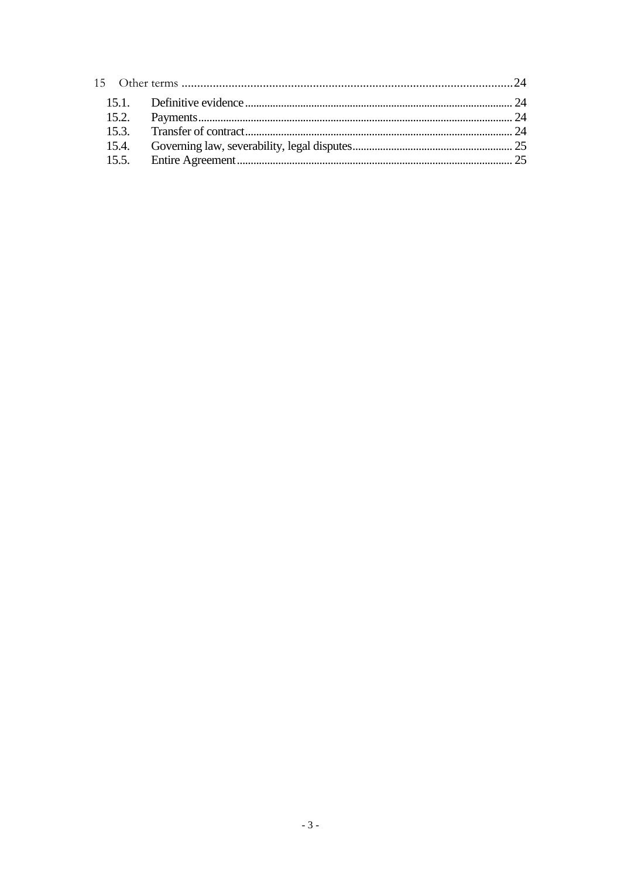15 Other terms ........................................................................................................ 24

15.1. Definitive evidence ........................................................................................ 24

15.2. Payments ........................................................................................................ 24

15.3. Transfer of contract ........................................................................................ 24

15.4. Governing law, severability, legal disputes ..................................................... 25

15.5. Entire Agreement ............................................................................................ 25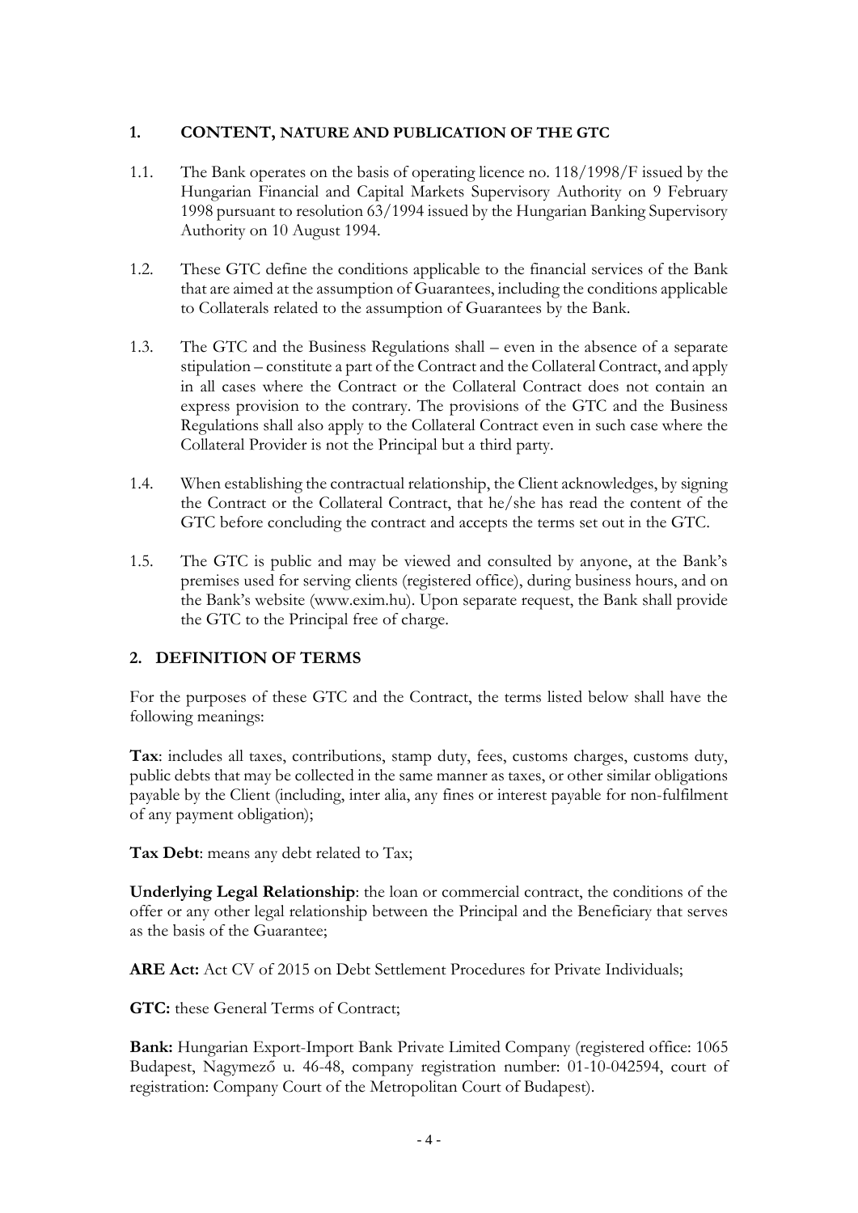## 1. CONTENT, NATURE AND PUBLICATION OF THE GTC

1.1. The Bank operates on the basis of operating licence no. 118/1998/F issued by the Hungarian Financial and Capital Markets Supervisory Authority on 9 February 1998 pursuant to resolution 63/1994 issued by the Hungarian Banking Supervisory Authority on 10 August 1994.

1.2. These GTC define the conditions applicable to the financial services of the Bank that are aimed at the assumption of Guarantees, including the conditions applicable to Collaterals related to the assumption of Guarantees by the Bank.

1.3. The GTC and the Business Regulations shall – even in the absence of a separate stipulation – constitute a part of the Contract and the Collateral Contract, and apply in all cases where the Contract or the Collateral Contract does not contain an express provision to the contrary. The provisions of the GTC and the Business Regulations shall also apply to the Collateral Contract even in such case where the Collateral Provider is not the Principal but a third party.

1.4. When establishing the contractual relationship, the Client acknowledges, by signing the Contract or the Collateral Contract, that he/she has read the content of the GTC before concluding the contract and accepts the terms set out in the GTC.

1.5. The GTC is public and may be viewed and consulted by anyone, at the Bank's premises used for serving clients (registered office), during business hours, and on the Bank's website (www.exim.hu). Upon separate request, the Bank shall provide the GTC to the Principal free of charge.

## 2. DEFINITION OF TERMS

For the purposes of these GTC and the Contract, the terms listed below shall have the following meanings:

**Tax**: includes all taxes, contributions, stamp duty, fees, customs charges, customs duty, public debts that may be collected in the same manner as taxes, or other similar obligations payable by the Client (including, inter alia, any fines or interest payable for non-fulfilment of any payment obligation);

**Tax Debt**: means any debt related to Tax;

**Underlying Legal Relationship**: the loan or commercial contract, the conditions of the offer or any other legal relationship between the Principal and the Beneficiary that serves as the basis of the Guarantee;

**ARE Act:** Act CV of 2015 on Debt Settlement Procedures for Private Individuals;

**GTC:** these General Terms of Contract;

**Bank:** Hungarian Export-Import Bank Private Limited Company (registered office: 1065 Budapest, Nagymező u. 46-48, company registration number: 01-10-042594, court of registration: Company Court of the Metropolitan Court of Budapest).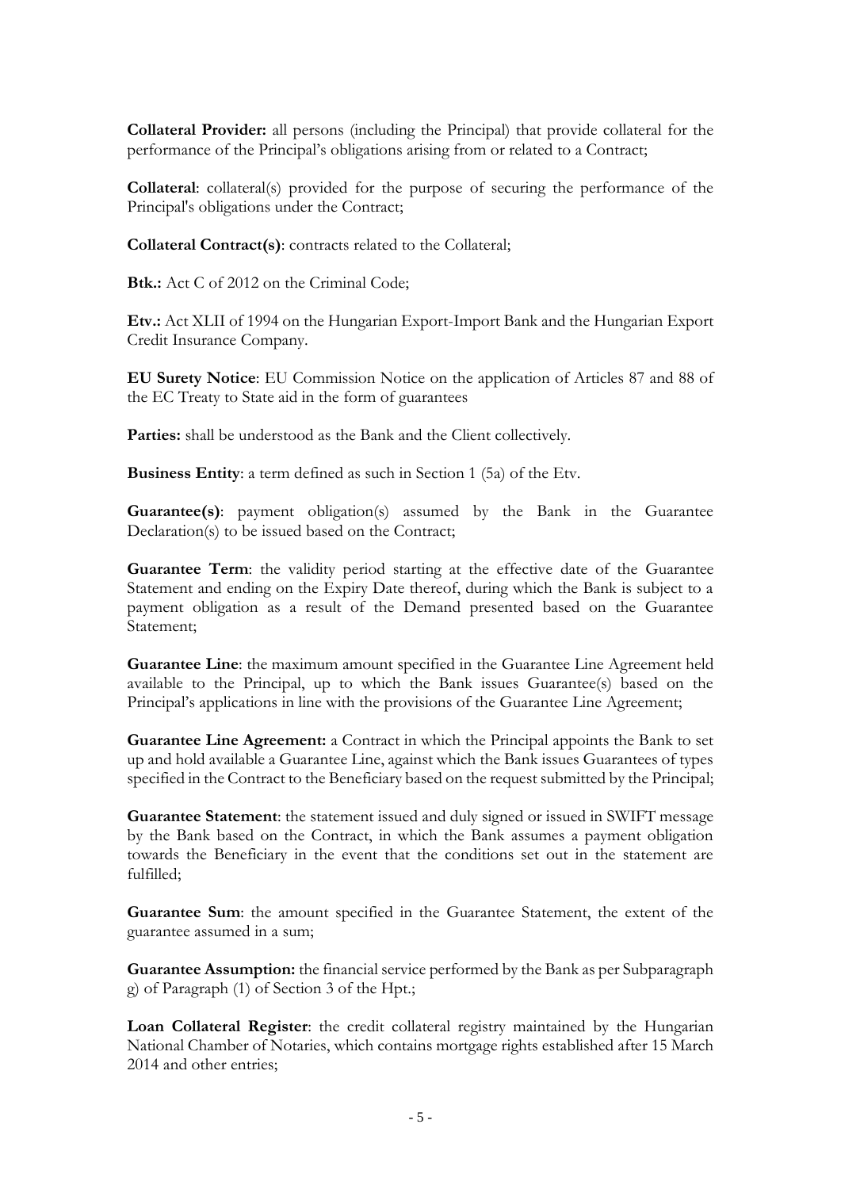**Collateral Provider:** all persons (including the Principal) that provide collateral for the performance of the Principal's obligations arising from or related to a Contract;

**Collateral**: collateral(s) provided for the purpose of securing the performance of the Principal's obligations under the Contract;

**Collateral Contract(s)**: contracts related to the Collateral;

**Btk.:** Act C of 2012 on the Criminal Code;

**Etv.:** Act XLII of 1994 on the Hungarian Export-Import Bank and the Hungarian Export Credit Insurance Company.

**EU Surety Notice**: EU Commission Notice on the application of Articles 87 and 88 of the EC Treaty to State aid in the form of guarantees

**Parties:** shall be understood as the Bank and the Client collectively.

**Business Entity**: a term defined as such in Section 1 (5a) of the Etv.

**Guarantee(s)**: payment obligation(s) assumed by the Bank in the Guarantee Declaration(s) to be issued based on the Contract;

**Guarantee Term**: the validity period starting at the effective date of the Guarantee Statement and ending on the Expiry Date thereof, during which the Bank is subject to a payment obligation as a result of the Demand presented based on the Guarantee Statement;

**Guarantee Line**: the maximum amount specified in the Guarantee Line Agreement held available to the Principal, up to which the Bank issues Guarantee(s) based on the Principal's applications in line with the provisions of the Guarantee Line Agreement;

**Guarantee Line Agreement:** a Contract in which the Principal appoints the Bank to set up and hold available a Guarantee Line, against which the Bank issues Guarantees of types specified in the Contract to the Beneficiary based on the request submitted by the Principal;

**Guarantee Statement**: the statement issued and duly signed or issued in SWIFT message by the Bank based on the Contract, in which the Bank assumes a payment obligation towards the Beneficiary in the event that the conditions set out in the statement are fulfilled;

**Guarantee Sum**: the amount specified in the Guarantee Statement, the extent of the guarantee assumed in a sum;

**Guarantee Assumption:** the financial service performed by the Bank as per Subparagraph g) of Paragraph (1) of Section 3 of the Hpt.;

**Loan Collateral Register**: the credit collateral registry maintained by the Hungarian National Chamber of Notaries, which contains mortgage rights established after 15 March 2014 and other entries;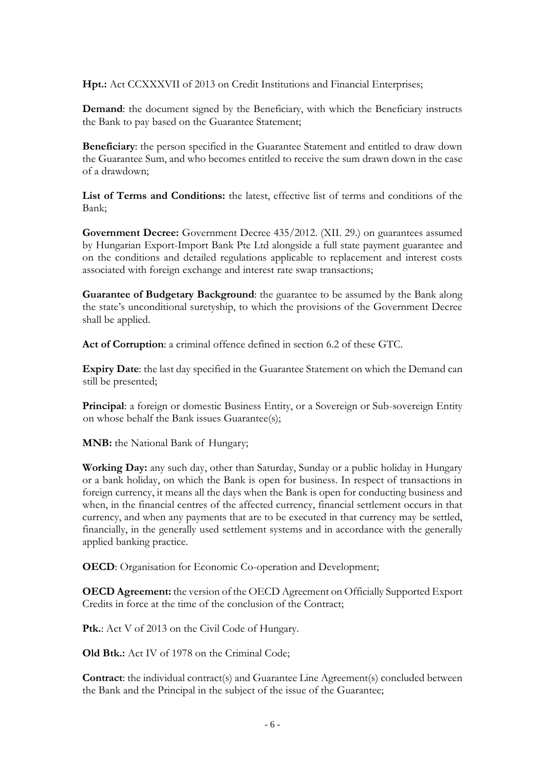**Hpt.:** Act CCXXXVII of 2013 on Credit Institutions and Financial Enterprises;

**Demand**: the document signed by the Beneficiary, with which the Beneficiary instructs the Bank to pay based on the Guarantee Statement;

**Beneficiary**: the person specified in the Guarantee Statement and entitled to draw down the Guarantee Sum, and who becomes entitled to receive the sum drawn down in the case of a drawdown;

**List of Terms and Conditions:** the latest, effective list of terms and conditions of the Bank;

**Government Decree:** Government Decree 435/2012. (XII. 29.) on guarantees assumed by Hungarian Export-Import Bank Pte Ltd alongside a full state payment guarantee and on the conditions and detailed regulations applicable to replacement and interest costs associated with foreign exchange and interest rate swap transactions;

**Guarantee of Budgetary Background**: the guarantee to be assumed by the Bank along the state's unconditional suretyship, to which the provisions of the Government Decree shall be applied.

**Act of Corruption**: a criminal offence defined in section 6.2 of these GTC.

**Expiry Date**: the last day specified in the Guarantee Statement on which the Demand can still be presented;

**Principal**: a foreign or domestic Business Entity, or a Sovereign or Sub-sovereign Entity on whose behalf the Bank issues Guarantee(s);

**MNB:** the National Bank of Hungary;

**Working Day:** any such day, other than Saturday, Sunday or a public holiday in Hungary or a bank holiday, on which the Bank is open for business. In respect of transactions in foreign currency, it means all the days when the Bank is open for conducting business and when, in the financial centres of the affected currency, financial settlement occurs in that currency, and when any payments that are to be executed in that currency may be settled, financially, in the generally used settlement systems and in accordance with the generally applied banking practice.

**OECD**: Organisation for Economic Co-operation and Development;

**OECD Agreement:** the version of the OECD Agreement on Officially Supported Export Credits in force at the time of the conclusion of the Contract;

**Ptk.**: Act V of 2013 on the Civil Code of Hungary.

**Old Btk.:** Act IV of 1978 on the Criminal Code;

**Contract**: the individual contract(s) and Guarantee Line Agreement(s) concluded between the Bank and the Principal in the subject of the issue of the Guarantee;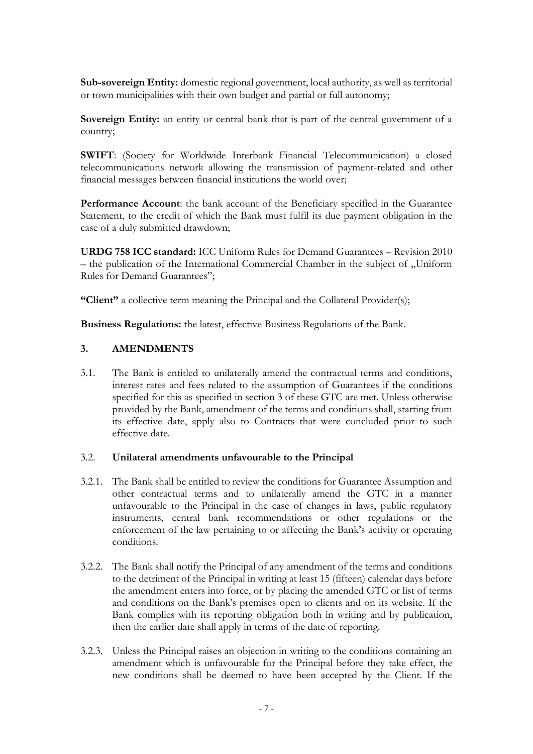**Sub-sovereign Entity:** domestic regional government, local authority, as well as territorial or town municipalities with their own budget and partial or full autonomy;

**Sovereign Entity:** an entity or central bank that is part of the central government of a country;

**SWIFT**: (Society for Worldwide Interbank Financial Telecommunication) a closed telecommunications network allowing the transmission of payment-related and other financial messages between financial institutions the world over;

**Performance Account**: the bank account of the Beneficiary specified in the Guarantee Statement, to the credit of which the Bank must fulfil its due payment obligation in the case of a duly submitted drawdown;

**URDG 758 ICC standard:** ICC Uniform Rules for Demand Guarantees – Revision 2010 – the publication of the International Commercial Chamber in the subject of „Uniform Rules for Demand Guarantees";

**"Client"** a collective term meaning the Principal and the Collateral Provider(s);

**Business Regulations:** the latest, effective Business Regulations of the Bank.

## 3. AMENDMENTS

3.1. The Bank is entitled to unilaterally amend the contractual terms and conditions, interest rates and fees related to the assumption of Guarantees if the conditions specified for this as specified in section 3 of these GTC are met. Unless otherwise provided by the Bank, amendment of the terms and conditions shall, starting from its effective date, apply also to Contracts that were concluded prior to such effective date.

### 3.2. **Unilateral amendments unfavourable to the Principal**

3.2.1. The Bank shall be entitled to review the conditions for Guarantee Assumption and other contractual terms and to unilaterally amend the GTC in a manner unfavourable to the Principal in the case of changes in laws, public regulatory instruments, central bank recommendations or other regulations or the enforcement of the law pertaining to or affecting the Bank's activity or operating conditions.

3.2.2. The Bank shall notify the Principal of any amendment of the terms and conditions to the detriment of the Principal in writing at least 15 (fifteen) calendar days before the amendment enters into force, or by placing the amended GTC or list of terms and conditions on the Bank's premises open to clients and on its website. If the Bank complies with its reporting obligation both in writing and by publication, then the earlier date shall apply in terms of the date of reporting.

3.2.3. Unless the Principal raises an objection in writing to the conditions containing an amendment which is unfavourable for the Principal before they take effect, the new conditions shall be deemed to have been accepted by the Client. If the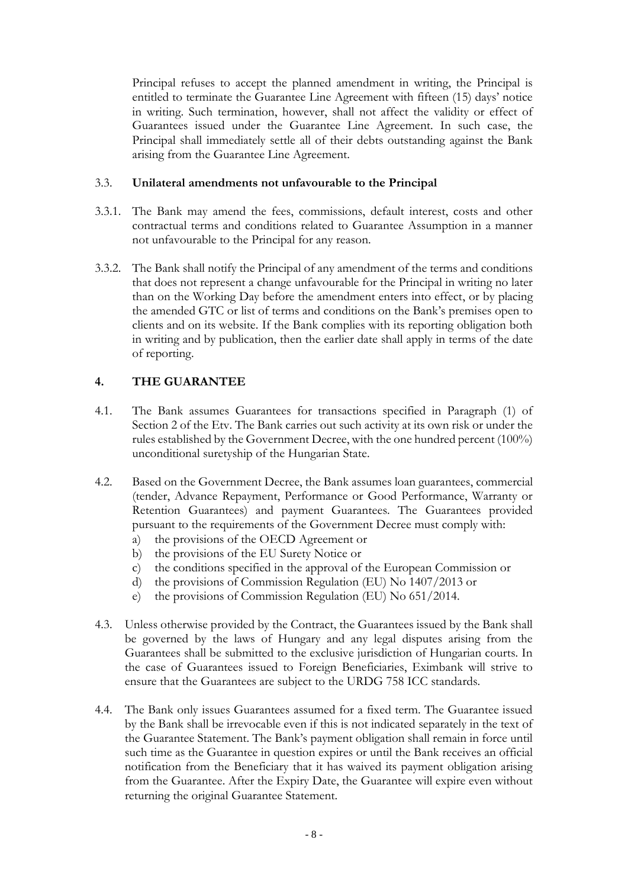Principal refuses to accept the planned amendment in writing, the Principal is entitled to terminate the Guarantee Line Agreement with fifteen (15) days' notice in writing. Such termination, however, shall not affect the validity or effect of Guarantees issued under the Guarantee Line Agreement. In such case, the Principal shall immediately settle all of their debts outstanding against the Bank arising from the Guarantee Line Agreement.

### 3.3. Unilateral amendments not unfavourable to the Principal

3.3.1. The Bank may amend the fees, commissions, default interest, costs and other contractual terms and conditions related to Guarantee Assumption in a manner not unfavourable to the Principal for any reason.

3.3.2. The Bank shall notify the Principal of any amendment of the terms and conditions that does not represent a change unfavourable for the Principal in writing no later than on the Working Day before the amendment enters into effect, or by placing the amended GTC or list of terms and conditions on the Bank's premises open to clients and on its website. If the Bank complies with its reporting obligation both in writing and by publication, then the earlier date shall apply in terms of the date of reporting.

## 4. THE GUARANTEE

4.1. The Bank assumes Guarantees for transactions specified in Paragraph (1) of Section 2 of the Etv. The Bank carries out such activity at its own risk or under the rules established by the Government Decree, with the one hundred percent (100%) unconditional suretyship of the Hungarian State.

4.2. Based on the Government Decree, the Bank assumes loan guarantees, commercial (tender, Advance Repayment, Performance or Good Performance, Warranty or Retention Guarantees) and payment Guarantees. The Guarantees provided pursuant to the requirements of the Government Decree must comply with:

a) the provisions of the OECD Agreement or
b) the provisions of the EU Surety Notice or
c) the conditions specified in the approval of the European Commission or
d) the provisions of Commission Regulation (EU) No 1407/2013 or
e) the provisions of Commission Regulation (EU) No 651/2014.

4.3. Unless otherwise provided by the Contract, the Guarantees issued by the Bank shall be governed by the laws of Hungary and any legal disputes arising from the Guarantees shall be submitted to the exclusive jurisdiction of Hungarian courts. In the case of Guarantees issued to Foreign Beneficiaries, Eximbank will strive to ensure that the Guarantees are subject to the URDG 758 ICC standards.

4.4. The Bank only issues Guarantees assumed for a fixed term. The Guarantee issued by the Bank shall be irrevocable even if this is not indicated separately in the text of the Guarantee Statement. The Bank's payment obligation shall remain in force until such time as the Guarantee in question expires or until the Bank receives an official notification from the Beneficiary that it has waived its payment obligation arising from the Guarantee. After the Expiry Date, the Guarantee will expire even without returning the original Guarantee Statement.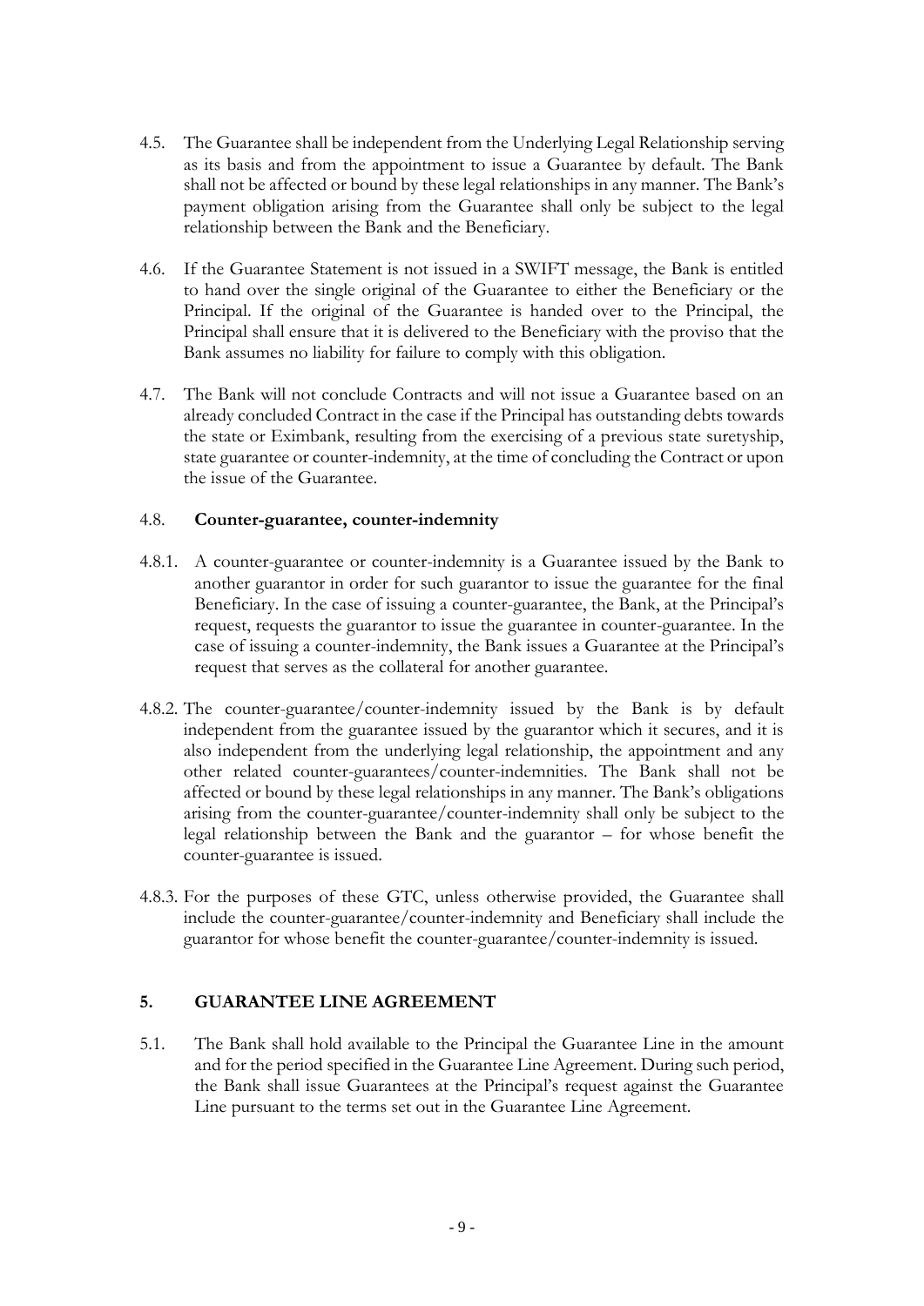4.5. The Guarantee shall be independent from the Underlying Legal Relationship serving as its basis and from the appointment to issue a Guarantee by default. The Bank shall not be affected or bound by these legal relationships in any manner. The Bank's payment obligation arising from the Guarantee shall only be subject to the legal relationship between the Bank and the Beneficiary.

4.6. If the Guarantee Statement is not issued in a SWIFT message, the Bank is entitled to hand over the single original of the Guarantee to either the Beneficiary or the Principal. If the original of the Guarantee is handed over to the Principal, the Principal shall ensure that it is delivered to the Beneficiary with the proviso that the Bank assumes no liability for failure to comply with this obligation.

4.7. The Bank will not conclude Contracts and will not issue a Guarantee based on an already concluded Contract in the case if the Principal has outstanding debts towards the state or Eximbank, resulting from the exercising of a previous state suretyship, state guarantee or counter-indemnity, at the time of concluding the Contract or upon the issue of the Guarantee.

4.8. **Counter-guarantee, counter-indemnity**

4.8.1. A counter-guarantee or counter-indemnity is a Guarantee issued by the Bank to another guarantor in order for such guarantor to issue the guarantee for the final Beneficiary. In the case of issuing a counter-guarantee, the Bank, at the Principal's request, requests the guarantor to issue the guarantee in counter-guarantee. In the case of issuing a counter-indemnity, the Bank issues a Guarantee at the Principal's request that serves as the collateral for another guarantee.

4.8.2. The counter-guarantee/counter-indemnity issued by the Bank is by default independent from the guarantee issued by the guarantor which it secures, and it is also independent from the underlying legal relationship, the appointment and any other related counter-guarantees/counter-indemnities. The Bank shall not be affected or bound by these legal relationships in any manner. The Bank's obligations arising from the counter-guarantee/counter-indemnity shall only be subject to the legal relationship between the Bank and the guarantor – for whose benefit the counter-guarantee is issued.

4.8.3. For the purposes of these GTC, unless otherwise provided, the Guarantee shall include the counter-guarantee/counter-indemnity and Beneficiary shall include the guarantor for whose benefit the counter-guarantee/counter-indemnity is issued.

## 5. GUARANTEE LINE AGREEMENT

5.1. The Bank shall hold available to the Principal the Guarantee Line in the amount and for the period specified in the Guarantee Line Agreement. During such period, the Bank shall issue Guarantees at the Principal's request against the Guarantee Line pursuant to the terms set out in the Guarantee Line Agreement.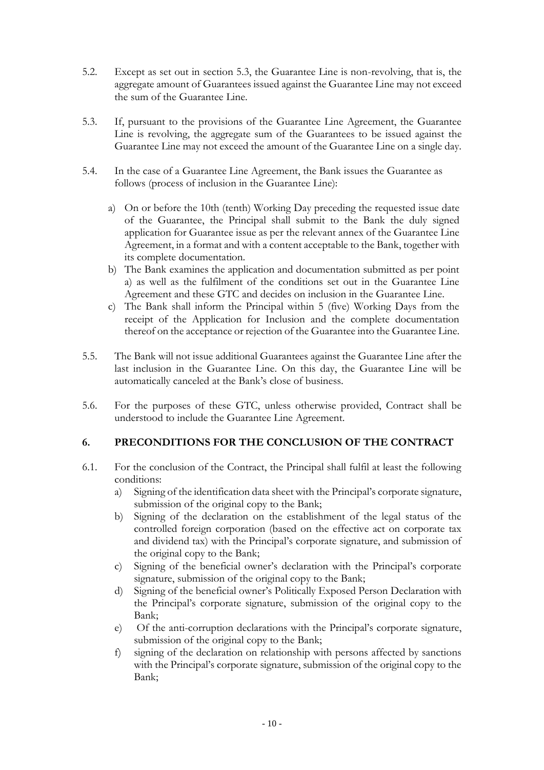5.2. Except as set out in section 5.3, the Guarantee Line is non-revolving, that is, the aggregate amount of Guarantees issued against the Guarantee Line may not exceed the sum of the Guarantee Line.

5.3. If, pursuant to the provisions of the Guarantee Line Agreement, the Guarantee Line is revolving, the aggregate sum of the Guarantees to be issued against the Guarantee Line may not exceed the amount of the Guarantee Line on a single day.

5.4. In the case of a Guarantee Line Agreement, the Bank issues the Guarantee as follows (process of inclusion in the Guarantee Line):

a) On or before the 10th (tenth) Working Day preceding the requested issue date of the Guarantee, the Principal shall submit to the Bank the duly signed application for Guarantee issue as per the relevant annex of the Guarantee Line Agreement, in a format and with a content acceptable to the Bank, together with its complete documentation.
b) The Bank examines the application and documentation submitted as per point a) as well as the fulfilment of the conditions set out in the Guarantee Line Agreement and these GTC and decides on inclusion in the Guarantee Line.
c) The Bank shall inform the Principal within 5 (five) Working Days from the receipt of the Application for Inclusion and the complete documentation thereof on the acceptance or rejection of the Guarantee into the Guarantee Line.

5.5. The Bank will not issue additional Guarantees against the Guarantee Line after the last inclusion in the Guarantee Line. On this day, the Guarantee Line will be automatically canceled at the Bank's close of business.

5.6. For the purposes of these GTC, unless otherwise provided, Contract shall be understood to include the Guarantee Line Agreement.

## 6. PRECONDITIONS FOR THE CONCLUSION OF THE CONTRACT

6.1. For the conclusion of the Contract, the Principal shall fulfil at least the following conditions:

a) Signing of the identification data sheet with the Principal's corporate signature, submission of the original copy to the Bank;
b) Signing of the declaration on the establishment of the legal status of the controlled foreign corporation (based on the effective act on corporate tax and dividend tax) with the Principal's corporate signature, and submission of the original copy to the Bank;
c) Signing of the beneficial owner's declaration with the Principal's corporate signature, submission of the original copy to the Bank;
d) Signing of the beneficial owner's Politically Exposed Person Declaration with the Principal's corporate signature, submission of the original copy to the Bank;
e) Of the anti-corruption declarations with the Principal's corporate signature, submission of the original copy to the Bank;
f) signing of the declaration on relationship with persons affected by sanctions with the Principal's corporate signature, submission of the original copy to the Bank;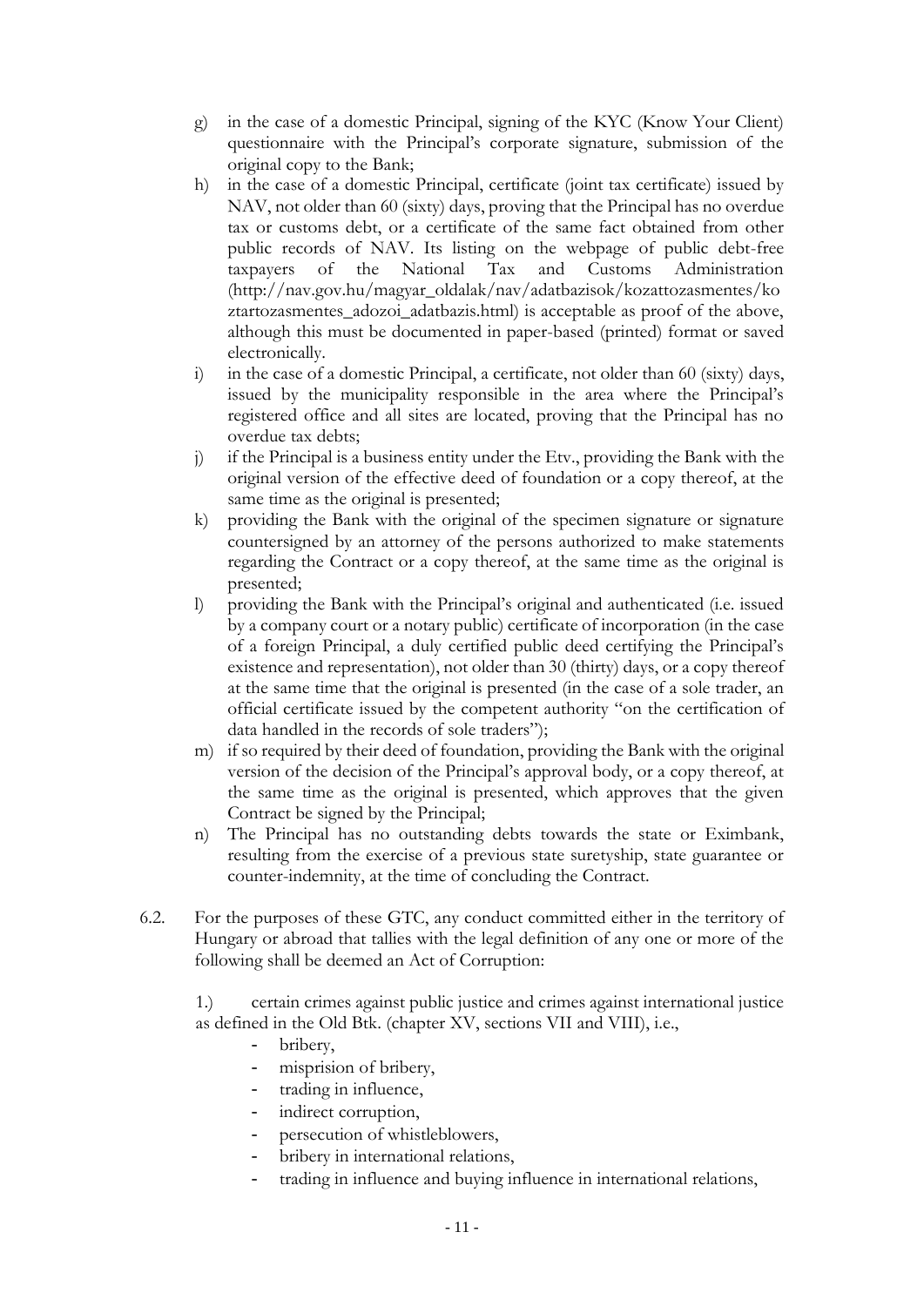g) in the case of a domestic Principal, signing of the KYC (Know Your Client) questionnaire with the Principal's corporate signature, submission of the original copy to the Bank;

h) in the case of a domestic Principal, certificate (joint tax certificate) issued by NAV, not older than 60 (sixty) days, proving that the Principal has no overdue tax or customs debt, or a certificate of the same fact obtained from other public records of NAV. Its listing on the webpage of public debt-free taxpayers of the National Tax and Customs Administration (http://nav.gov.hu/magyar_oldalak/nav/adatbazisok/kozattozasmentes/koztartozasmentes_adozoi_adatbazis.html) is acceptable as proof of the above, although this must be documented in paper-based (printed) format or saved electronically.

i) in the case of a domestic Principal, a certificate, not older than 60 (sixty) days, issued by the municipality responsible in the area where the Principal's registered office and all sites are located, proving that the Principal has no overdue tax debts;

j) if the Principal is a business entity under the Etv., providing the Bank with the original version of the effective deed of foundation or a copy thereof, at the same time as the original is presented;

k) providing the Bank with the original of the specimen signature or signature countersigned by an attorney of the persons authorized to make statements regarding the Contract or a copy thereof, at the same time as the original is presented;

l) providing the Bank with the Principal's original and authenticated (i.e. issued by a company court or a notary public) certificate of incorporation (in the case of a foreign Principal, a duly certified public deed certifying the Principal's existence and representation), not older than 30 (thirty) days, or a copy thereof at the same time that the original is presented (in the case of a sole trader, an official certificate issued by the competent authority "on the certification of data handled in the records of sole traders");

m) if so required by their deed of foundation, providing the Bank with the original version of the decision of the Principal's approval body, or a copy thereof, at the same time as the original is presented, which approves that the given Contract be signed by the Principal;

n) The Principal has no outstanding debts towards the state or Eximbank, resulting from the exercise of a previous state suretyship, state guarantee or counter-indemnity, at the time of concluding the Contract.

6.2. For the purposes of these GTC, any conduct committed either in the territory of Hungary or abroad that tallies with the legal definition of any one or more of the following shall be deemed an Act of Corruption:

1.) certain crimes against public justice and crimes against international justice as defined in the Old Btk. (chapter XV, sections VII and VIII), i.e.,

- bribery,
- misprision of bribery,
- trading in influence,
- indirect corruption,
- persecution of whistleblowers,
- bribery in international relations,
- trading in influence and buying influence in international relations,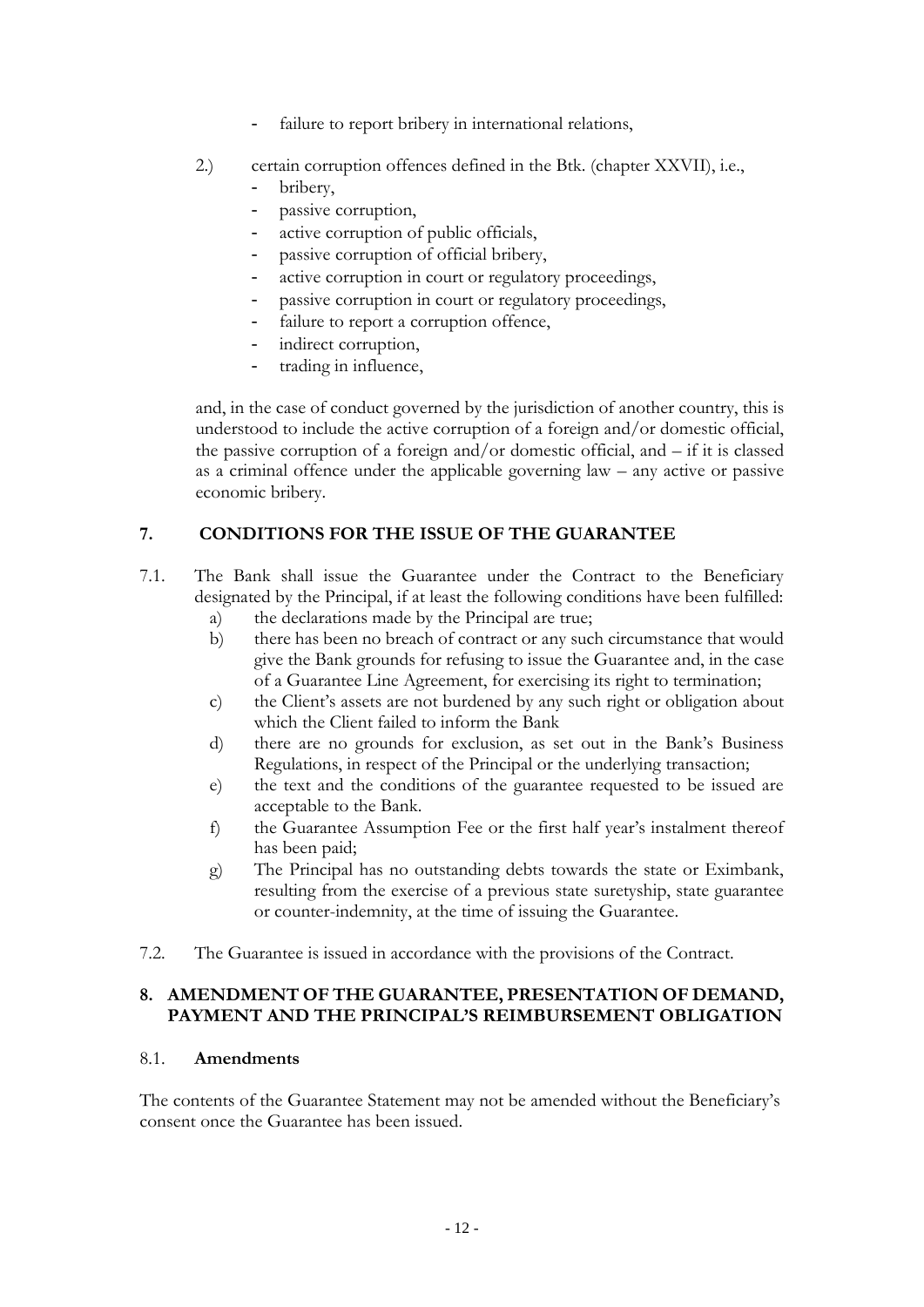- failure to report bribery in international relations,

2.) certain corruption offences defined in the Btk. (chapter XXVII), i.e.,
   - bribery,
   - passive corruption,
   - active corruption of public officials,
   - passive corruption of official bribery,
   - active corruption in court or regulatory proceedings,
   - passive corruption in court or regulatory proceedings,
   - failure to report a corruption offence,
   - indirect corruption,
   - trading in influence,

and, in the case of conduct governed by the jurisdiction of another country, this is understood to include the active corruption of a foreign and/or domestic official, the passive corruption of a foreign and/or domestic official, and – if it is classed as a criminal offence under the applicable governing law – any active or passive economic bribery.

## 7. CONDITIONS FOR THE ISSUE OF THE GUARANTEE

7.1. The Bank shall issue the Guarantee under the Contract to the Beneficiary designated by the Principal, if at least the following conditions have been fulfilled:

a) the declarations made by the Principal are true;

b) there has been no breach of contract or any such circumstance that would give the Bank grounds for refusing to issue the Guarantee and, in the case of a Guarantee Line Agreement, for exercising its right to termination;

c) the Client's assets are not burdened by any such right or obligation about which the Client failed to inform the Bank

d) there are no grounds for exclusion, as set out in the Bank's Business Regulations, in respect of the Principal or the underlying transaction;

e) the text and the conditions of the guarantee requested to be issued are acceptable to the Bank.

f) the Guarantee Assumption Fee or the first half year's instalment thereof has been paid;

g) The Principal has no outstanding debts towards the state or Eximbank, resulting from the exercise of a previous state suretyship, state guarantee or counter-indemnity, at the time of issuing the Guarantee.

7.2. The Guarantee is issued in accordance with the provisions of the Contract.

## 8. AMENDMENT OF THE GUARANTEE, PRESENTATION OF DEMAND, PAYMENT AND THE PRINCIPAL'S REIMBURSEMENT OBLIGATION

### 8.1. Amendments

The contents of the Guarantee Statement may not be amended without the Beneficiary's consent once the Guarantee has been issued.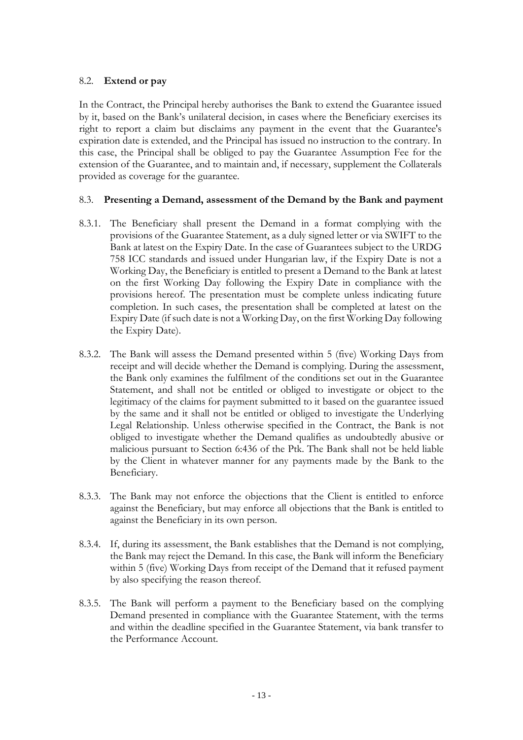### 8.2. **Extend or pay**

In the Contract, the Principal hereby authorises the Bank to extend the Guarantee issued by it, based on the Bank's unilateral decision, in cases where the Beneficiary exercises its right to report a claim but disclaims any payment in the event that the Guarantee's expiration date is extended, and the Principal has issued no instruction to the contrary. In this case, the Principal shall be obliged to pay the Guarantee Assumption Fee for the extension of the Guarantee, and to maintain and, if necessary, supplement the Collaterals provided as coverage for the guarantee.

### 8.3. **Presenting a Demand, assessment of the Demand by the Bank and payment**

8.3.1. The Beneficiary shall present the Demand in a format complying with the provisions of the Guarantee Statement, as a duly signed letter or via SWIFT to the Bank at latest on the Expiry Date. In the case of Guarantees subject to the URDG 758 ICC standards and issued under Hungarian law, if the Expiry Date is not a Working Day, the Beneficiary is entitled to present a Demand to the Bank at latest on the first Working Day following the Expiry Date in compliance with the provisions hereof. The presentation must be complete unless indicating future completion. In such cases, the presentation shall be completed at latest on the Expiry Date (if such date is not a Working Day, on the first Working Day following the Expiry Date).

8.3.2. The Bank will assess the Demand presented within 5 (five) Working Days from receipt and will decide whether the Demand is complying. During the assessment, the Bank only examines the fulfilment of the conditions set out in the Guarantee Statement, and shall not be entitled or obliged to investigate or object to the legitimacy of the claims for payment submitted to it based on the guarantee issued by the same and it shall not be entitled or obliged to investigate the Underlying Legal Relationship. Unless otherwise specified in the Contract, the Bank is not obliged to investigate whether the Demand qualifies as undoubtedly abusive or malicious pursuant to Section 6:436 of the Ptk. The Bank shall not be held liable by the Client in whatever manner for any payments made by the Bank to the Beneficiary.

8.3.3. The Bank may not enforce the objections that the Client is entitled to enforce against the Beneficiary, but may enforce all objections that the Bank is entitled to against the Beneficiary in its own person.

8.3.4. If, during its assessment, the Bank establishes that the Demand is not complying, the Bank may reject the Demand. In this case, the Bank will inform the Beneficiary within 5 (five) Working Days from receipt of the Demand that it refused payment by also specifying the reason thereof.

8.3.5. The Bank will perform a payment to the Beneficiary based on the complying Demand presented in compliance with the Guarantee Statement, with the terms and within the deadline specified in the Guarantee Statement, via bank transfer to the Performance Account.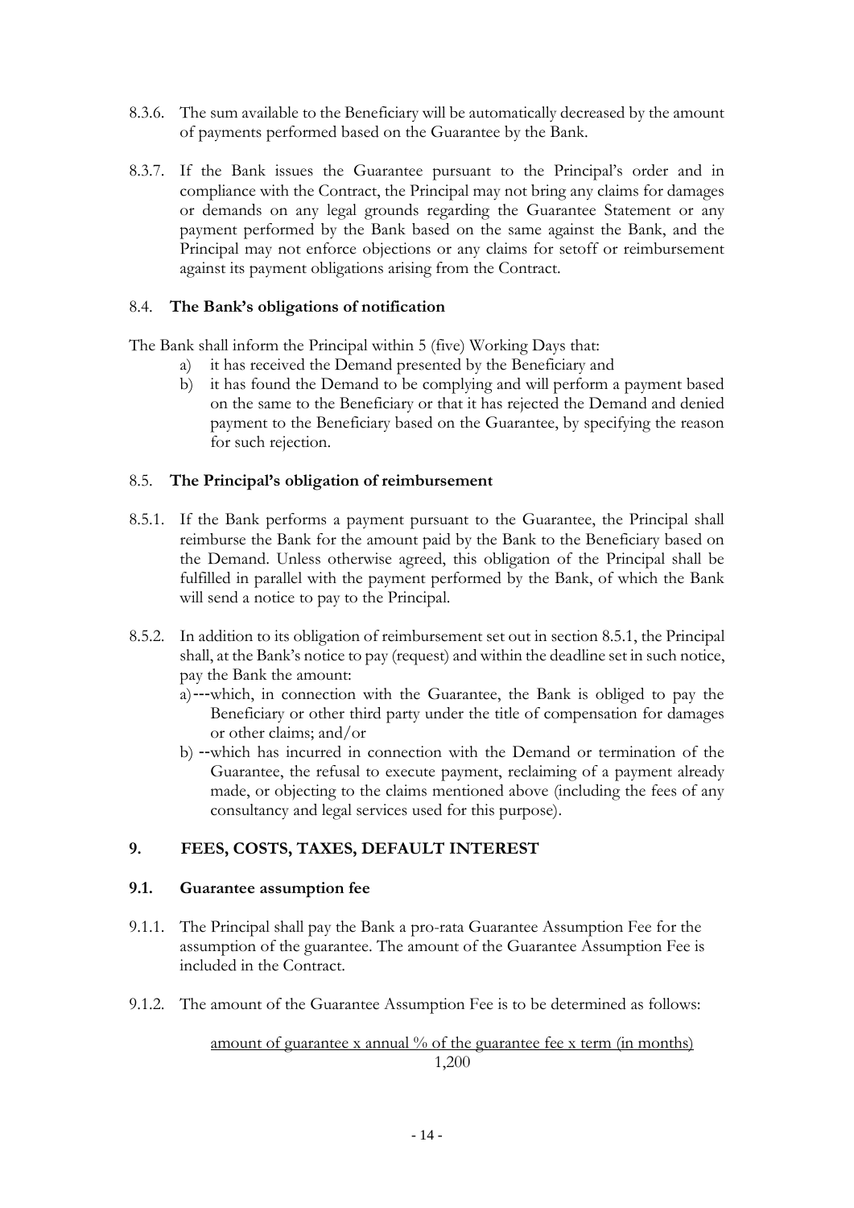8.3.6. The sum available to the Beneficiary will be automatically decreased by the amount of payments performed based on the Guarantee by the Bank.

8.3.7. If the Bank issues the Guarantee pursuant to the Principal's order and in compliance with the Contract, the Principal may not bring any claims for damages or demands on any legal grounds regarding the Guarantee Statement or any payment performed by the Bank based on the same against the Bank, and the Principal may not enforce objections or any claims for setoff or reimbursement against its payment obligations arising from the Contract.

## 8.4. **The Bank's obligations of notification**

The Bank shall inform the Principal within 5 (five) Working Days that:

a) it has received the Demand presented by the Beneficiary and
b) it has found the Demand to be complying and will perform a payment based on the same to the Beneficiary or that it has rejected the Demand and denied payment to the Beneficiary based on the Guarantee, by specifying the reason for such rejection.

## 8.5. **The Principal's obligation of reimbursement**

8.5.1. If the Bank performs a payment pursuant to the Guarantee, the Principal shall reimburse the Bank for the amount paid by the Bank to the Beneficiary based on the Demand. Unless otherwise agreed, this obligation of the Principal shall be fulfilled in parallel with the payment performed by the Bank, of which the Bank will send a notice to pay to the Principal.

8.5.2. In addition to its obligation of reimbursement set out in section 8.5.1, the Principal shall, at the Bank's notice to pay (request) and within the deadline set in such notice, pay the Bank the amount:

a) which, in connection with the Guarantee, the Bank is obliged to pay the Beneficiary or other third party under the title of compensation for damages or other claims; and/or
b) which has incurred in connection with the Demand or termination of the Guarantee, the refusal to execute payment, reclaiming of a payment already made, or objecting to the claims mentioned above (including the fees of any consultancy and legal services used for this purpose).

# 9. FEES, COSTS, TAXES, DEFAULT INTEREST

## 9.1. Guarantee assumption fee

9.1.1. The Principal shall pay the Bank a pro-rata Guarantee Assumption Fee for the assumption of the guarantee. The amount of the Guarantee Assumption Fee is included in the Contract.

9.1.2. The amount of the Guarantee Assumption Fee is to be determined as follows:

$$\frac{\text{amount of guarantee} \times \text{annual \% of the guarantee fee} \times \text{term (in months)}}{1{,}200}$$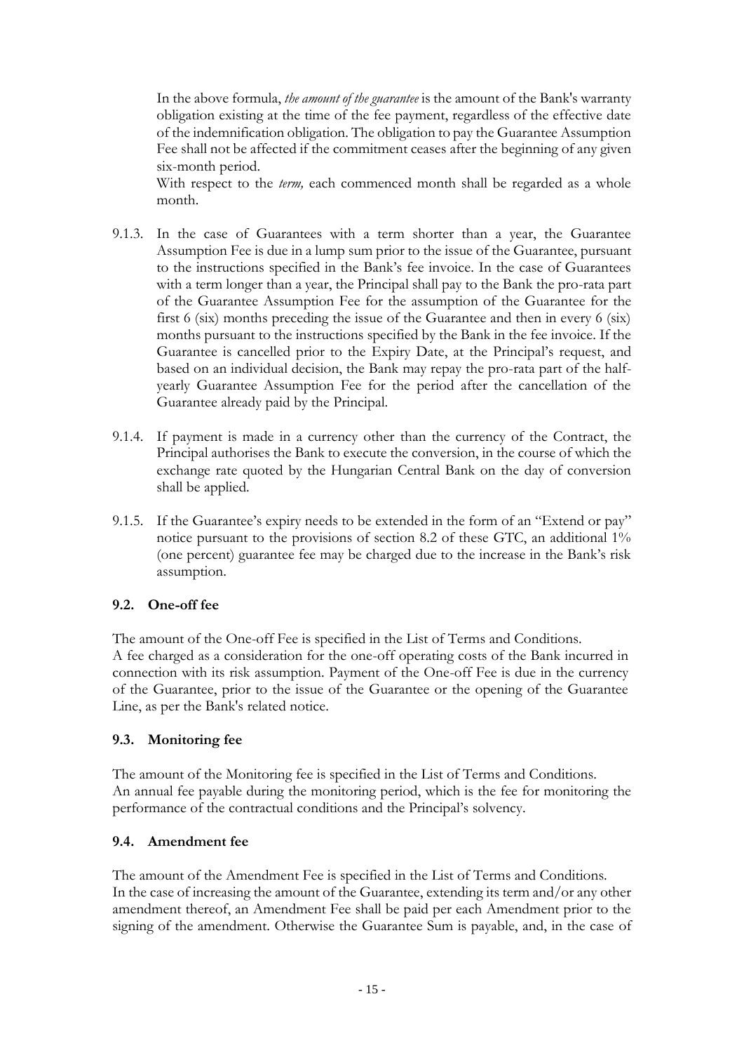In the above formula, *the amount of the guarantee* is the amount of the Bank's warranty obligation existing at the time of the fee payment, regardless of the effective date of the indemnification obligation. The obligation to pay the Guarantee Assumption Fee shall not be affected if the commitment ceases after the beginning of any given six-month period.

With respect to the *term,* each commenced month shall be regarded as a whole month.

9.1.3. In the case of Guarantees with a term shorter than a year, the Guarantee Assumption Fee is due in a lump sum prior to the issue of the Guarantee, pursuant to the instructions specified in the Bank's fee invoice. In the case of Guarantees with a term longer than a year, the Principal shall pay to the Bank the pro-rata part of the Guarantee Assumption Fee for the assumption of the Guarantee for the first 6 (six) months preceding the issue of the Guarantee and then in every 6 (six) months pursuant to the instructions specified by the Bank in the fee invoice. If the Guarantee is cancelled prior to the Expiry Date, at the Principal's request, and based on an individual decision, the Bank may repay the pro-rata part of the half-yearly Guarantee Assumption Fee for the period after the cancellation of the Guarantee already paid by the Principal.

9.1.4. If payment is made in a currency other than the currency of the Contract, the Principal authorises the Bank to execute the conversion, in the course of which the exchange rate quoted by the Hungarian Central Bank on the day of conversion shall be applied.

9.1.5. If the Guarantee's expiry needs to be extended in the form of an "Extend or pay" notice pursuant to the provisions of section 8.2 of these GTC, an additional 1% (one percent) guarantee fee may be charged due to the increase in the Bank's risk assumption.

### 9.2. One-off fee

The amount of the One-off Fee is specified in the List of Terms and Conditions.
A fee charged as a consideration for the one-off operating costs of the Bank incurred in connection with its risk assumption. Payment of the One-off Fee is due in the currency of the Guarantee, prior to the issue of the Guarantee or the opening of the Guarantee Line, as per the Bank's related notice.

### 9.3. Monitoring fee

The amount of the Monitoring fee is specified in the List of Terms and Conditions.
An annual fee payable during the monitoring period, which is the fee for monitoring the performance of the contractual conditions and the Principal's solvency.

### 9.4. Amendment fee

The amount of the Amendment Fee is specified in the List of Terms and Conditions.
In the case of increasing the amount of the Guarantee, extending its term and/or any other amendment thereof, an Amendment Fee shall be paid per each Amendment prior to the signing of the amendment. Otherwise the Guarantee Sum is payable, and, in the case of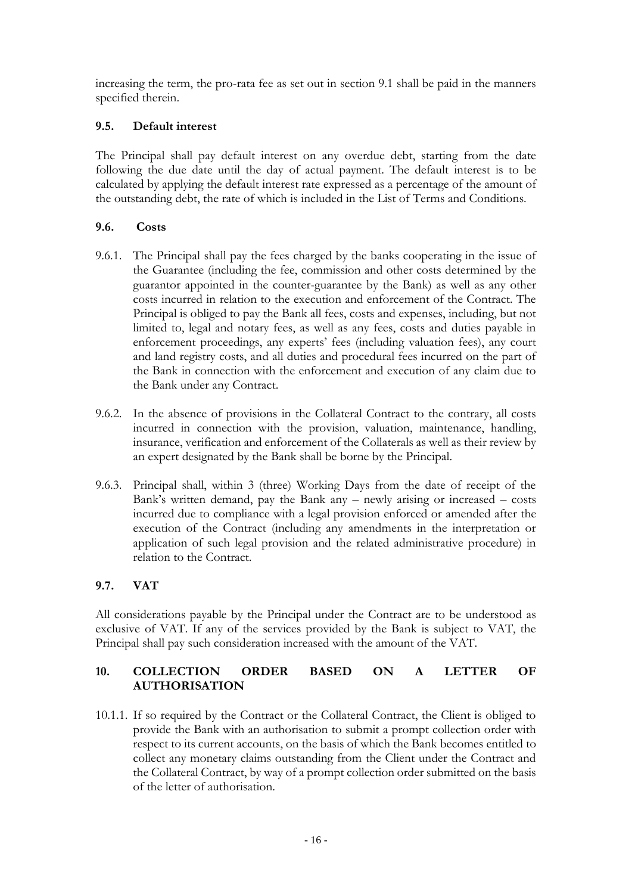increasing the term, the pro-rata fee as set out in section 9.1 shall be paid in the manners specified therein.

### 9.5. Default interest

The Principal shall pay default interest on any overdue debt, starting from the date following the due date until the day of actual payment. The default interest is to be calculated by applying the default interest rate expressed as a percentage of the amount of the outstanding debt, the rate of which is included in the List of Terms and Conditions.

### 9.6. Costs

9.6.1. The Principal shall pay the fees charged by the banks cooperating in the issue of the Guarantee (including the fee, commission and other costs determined by the guarantor appointed in the counter-guarantee by the Bank) as well as any other costs incurred in relation to the execution and enforcement of the Contract. The Principal is obliged to pay the Bank all fees, costs and expenses, including, but not limited to, legal and notary fees, as well as any fees, costs and duties payable in enforcement proceedings, any experts' fees (including valuation fees), any court and land registry costs, and all duties and procedural fees incurred on the part of the Bank in connection with the enforcement and execution of any claim due to the Bank under any Contract.

9.6.2. In the absence of provisions in the Collateral Contract to the contrary, all costs incurred in connection with the provision, valuation, maintenance, handling, insurance, verification and enforcement of the Collaterals as well as their review by an expert designated by the Bank shall be borne by the Principal.

9.6.3. Principal shall, within 3 (three) Working Days from the date of receipt of the Bank's written demand, pay the Bank any – newly arising or increased – costs incurred due to compliance with a legal provision enforced or amended after the execution of the Contract (including any amendments in the interpretation or application of such legal provision and the related administrative procedure) in relation to the Contract.

### 9.7. VAT

All considerations payable by the Principal under the Contract are to be understood as exclusive of VAT. If any of the services provided by the Bank is subject to VAT, the Principal shall pay such consideration increased with the amount of the VAT.

## 10. COLLECTION ORDER BASED ON A LETTER OF AUTHORISATION

10.1.1. If so required by the Contract or the Collateral Contract, the Client is obliged to provide the Bank with an authorisation to submit a prompt collection order with respect to its current accounts, on the basis of which the Bank becomes entitled to collect any monetary claims outstanding from the Client under the Contract and the Collateral Contract, by way of a prompt collection order submitted on the basis of the letter of authorisation.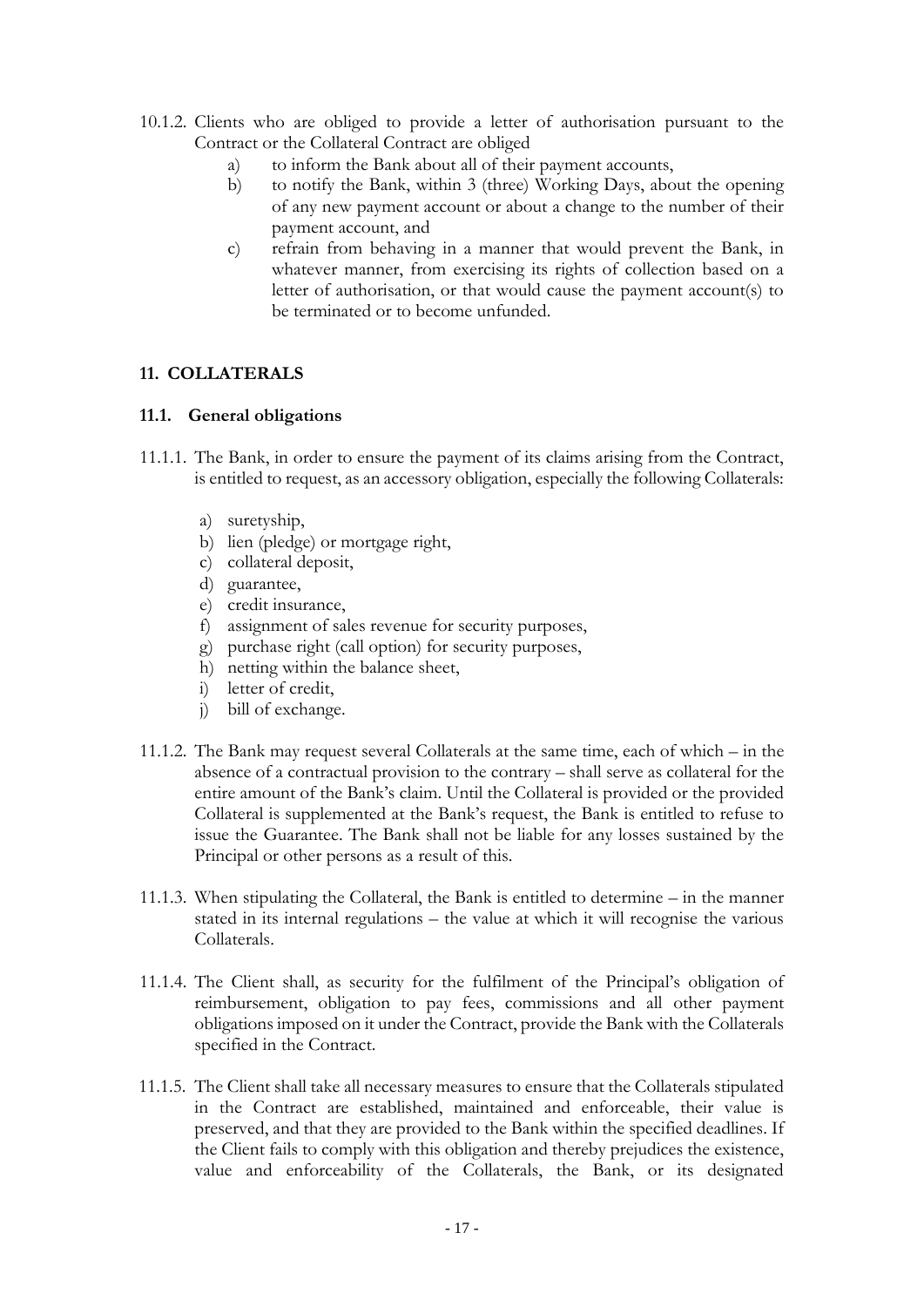10.1.2. Clients who are obliged to provide a letter of authorisation pursuant to the Contract or the Collateral Contract are obliged

a) to inform the Bank about all of their payment accounts,
b) to notify the Bank, within 3 (three) Working Days, about the opening of any new payment account or about a change to the number of their payment account, and
c) refrain from behaving in a manner that would prevent the Bank, in whatever manner, from exercising its rights of collection based on a letter of authorisation, or that would cause the payment account(s) to be terminated or to become unfunded.

## 11. COLLATERALS

### 11.1. General obligations

11.1.1. The Bank, in order to ensure the payment of its claims arising from the Contract, is entitled to request, as an accessory obligation, especially the following Collaterals:

a) suretyship,
b) lien (pledge) or mortgage right,
c) collateral deposit,
d) guarantee,
e) credit insurance,
f) assignment of sales revenue for security purposes,
g) purchase right (call option) for security purposes,
h) netting within the balance sheet,
i) letter of credit,
j) bill of exchange.

11.1.2. The Bank may request several Collaterals at the same time, each of which – in the absence of a contractual provision to the contrary – shall serve as collateral for the entire amount of the Bank's claim. Until the Collateral is provided or the provided Collateral is supplemented at the Bank's request, the Bank is entitled to refuse to issue the Guarantee. The Bank shall not be liable for any losses sustained by the Principal or other persons as a result of this.

11.1.3. When stipulating the Collateral, the Bank is entitled to determine – in the manner stated in its internal regulations – the value at which it will recognise the various Collaterals.

11.1.4. The Client shall, as security for the fulfilment of the Principal's obligation of reimbursement, obligation to pay fees, commissions and all other payment obligations imposed on it under the Contract, provide the Bank with the Collaterals specified in the Contract.

11.1.5. The Client shall take all necessary measures to ensure that the Collaterals stipulated in the Contract are established, maintained and enforceable, their value is preserved, and that they are provided to the Bank within the specified deadlines. If the Client fails to comply with this obligation and thereby prejudices the existence, value and enforceability of the Collaterals, the Bank, or its designated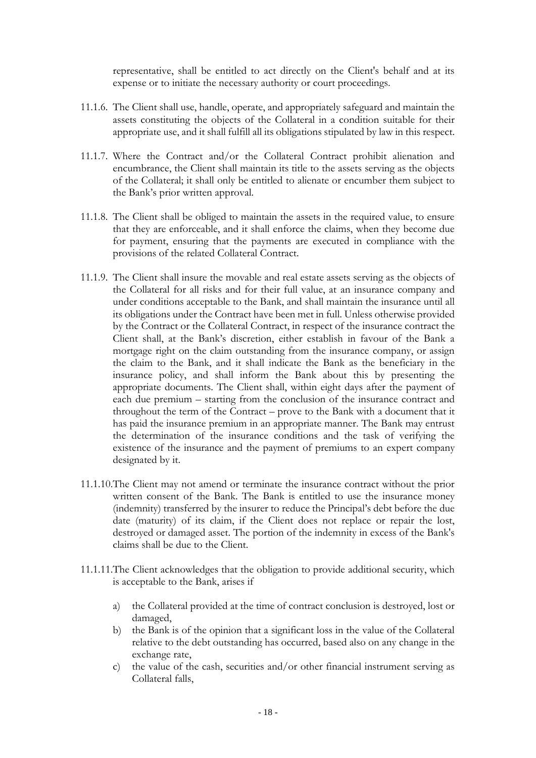representative, shall be entitled to act directly on the Client's behalf and at its expense or to initiate the necessary authority or court proceedings.

11.1.6. The Client shall use, handle, operate, and appropriately safeguard and maintain the assets constituting the objects of the Collateral in a condition suitable for their appropriate use, and it shall fulfill all its obligations stipulated by law in this respect.

11.1.7. Where the Contract and/or the Collateral Contract prohibit alienation and encumbrance, the Client shall maintain its title to the assets serving as the objects of the Collateral; it shall only be entitled to alienate or encumber them subject to the Bank's prior written approval.

11.1.8. The Client shall be obliged to maintain the assets in the required value, to ensure that they are enforceable, and it shall enforce the claims, when they become due for payment, ensuring that the payments are executed in compliance with the provisions of the related Collateral Contract.

11.1.9. The Client shall insure the movable and real estate assets serving as the objects of the Collateral for all risks and for their full value, at an insurance company and under conditions acceptable to the Bank, and shall maintain the insurance until all its obligations under the Contract have been met in full. Unless otherwise provided by the Contract or the Collateral Contract, in respect of the insurance contract the Client shall, at the Bank's discretion, either establish in favour of the Bank a mortgage right on the claim outstanding from the insurance company, or assign the claim to the Bank, and it shall indicate the Bank as the beneficiary in the insurance policy, and shall inform the Bank about this by presenting the appropriate documents. The Client shall, within eight days after the payment of each due premium – starting from the conclusion of the insurance contract and throughout the term of the Contract – prove to the Bank with a document that it has paid the insurance premium in an appropriate manner. The Bank may entrust the determination of the insurance conditions and the task of verifying the existence of the insurance and the payment of premiums to an expert company designated by it.

11.1.10. The Client may not amend or terminate the insurance contract without the prior written consent of the Bank. The Bank is entitled to use the insurance money (indemnity) transferred by the insurer to reduce the Principal's debt before the due date (maturity) of its claim, if the Client does not replace or repair the lost, destroyed or damaged asset. The portion of the indemnity in excess of the Bank's claims shall be due to the Client.

11.1.11. The Client acknowledges that the obligation to provide additional security, which is acceptable to the Bank, arises if

a) the Collateral provided at the time of contract conclusion is destroyed, lost or damaged,
b) the Bank is of the opinion that a significant loss in the value of the Collateral relative to the debt outstanding has occurred, based also on any change in the exchange rate,
c) the value of the cash, securities and/or other financial instrument serving as Collateral falls,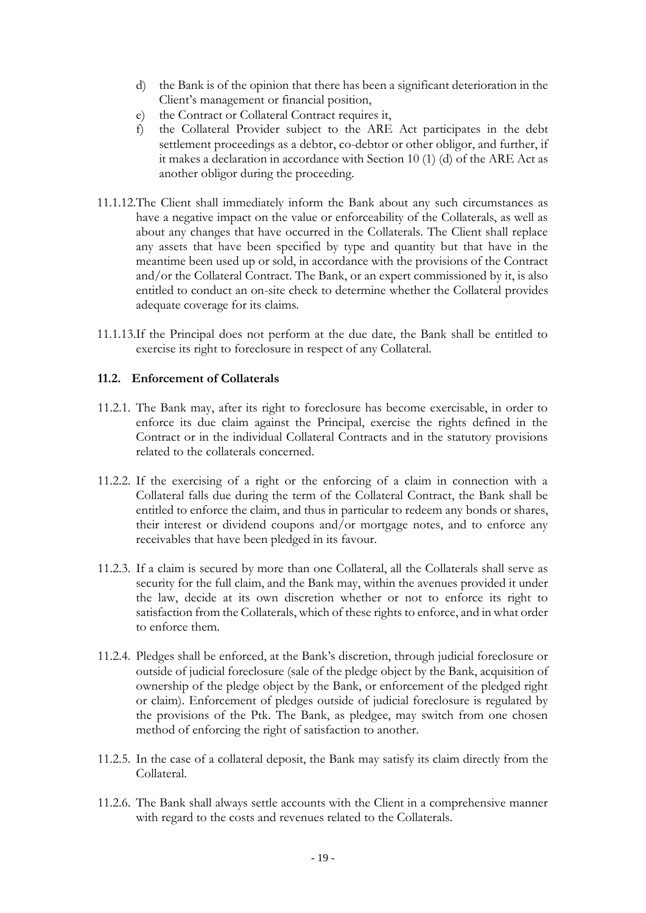d) the Bank is of the opinion that there has been a significant deterioration in the Client's management or financial position,
e) the Contract or Collateral Contract requires it,
f) the Collateral Provider subject to the ARE Act participates in the debt settlement proceedings as a debtor, co-debtor or other obligor, and further, if it makes a declaration in accordance with Section 10 (1) (d) of the ARE Act as another obligor during the proceeding.

11.1.12. The Client shall immediately inform the Bank about any such circumstances as have a negative impact on the value or enforceability of the Collaterals, as well as about any changes that have occurred in the Collaterals. The Client shall replace any assets that have been specified by type and quantity but that have in the meantime been used up or sold, in accordance with the provisions of the Contract and/or the Collateral Contract. The Bank, or an expert commissioned by it, is also entitled to conduct an on-site check to determine whether the Collateral provides adequate coverage for its claims.

11.1.13. If the Principal does not perform at the due date, the Bank shall be entitled to exercise its right to foreclosure in respect of any Collateral.

### 11.2. Enforcement of Collaterals

11.2.1. The Bank may, after its right to foreclosure has become exercisable, in order to enforce its due claim against the Principal, exercise the rights defined in the Contract or in the individual Collateral Contracts and in the statutory provisions related to the collaterals concerned.

11.2.2. If the exercising of a right or the enforcing of a claim in connection with a Collateral falls due during the term of the Collateral Contract, the Bank shall be entitled to enforce the claim, and thus in particular to redeem any bonds or shares, their interest or dividend coupons and/or mortgage notes, and to enforce any receivables that have been pledged in its favour.

11.2.3. If a claim is secured by more than one Collateral, all the Collaterals shall serve as security for the full claim, and the Bank may, within the avenues provided it under the law, decide at its own discretion whether or not to enforce its right to satisfaction from the Collaterals, which of these rights to enforce, and in what order to enforce them.

11.2.4. Pledges shall be enforced, at the Bank's discretion, through judicial foreclosure or outside of judicial foreclosure (sale of the pledge object by the Bank, acquisition of ownership of the pledge object by the Bank, or enforcement of the pledged right or claim). Enforcement of pledges outside of judicial foreclosure is regulated by the provisions of the Ptk. The Bank, as pledgee, may switch from one chosen method of enforcing the right of satisfaction to another.

11.2.5. In the case of a collateral deposit, the Bank may satisfy its claim directly from the Collateral.

11.2.6. The Bank shall always settle accounts with the Client in a comprehensive manner with regard to the costs and revenues related to the Collaterals.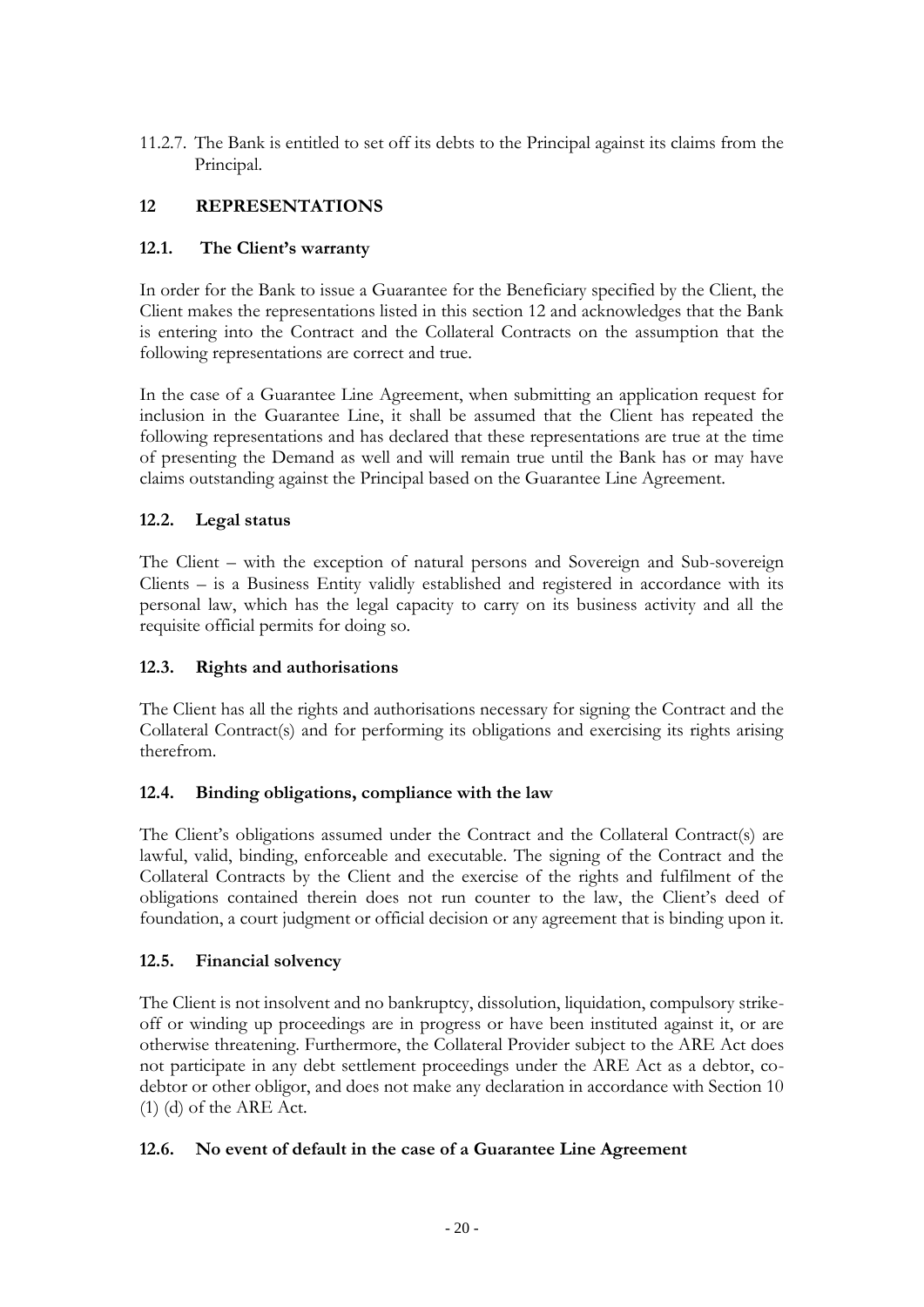11.2.7. The Bank is entitled to set off its debts to the Principal against its claims from the Principal.

## 12 REPRESENTATIONS

### 12.1. The Client's warranty

In order for the Bank to issue a Guarantee for the Beneficiary specified by the Client, the Client makes the representations listed in this section 12 and acknowledges that the Bank is entering into the Contract and the Collateral Contracts on the assumption that the following representations are correct and true.

In the case of a Guarantee Line Agreement, when submitting an application request for inclusion in the Guarantee Line, it shall be assumed that the Client has repeated the following representations and has declared that these representations are true at the time of presenting the Demand as well and will remain true until the Bank has or may have claims outstanding against the Principal based on the Guarantee Line Agreement.

### 12.2. Legal status

The Client – with the exception of natural persons and Sovereign and Sub-sovereign Clients – is a Business Entity validly established and registered in accordance with its personal law, which has the legal capacity to carry on its business activity and all the requisite official permits for doing so.

### 12.3. Rights and authorisations

The Client has all the rights and authorisations necessary for signing the Contract and the Collateral Contract(s) and for performing its obligations and exercising its rights arising therefrom.

### 12.4. Binding obligations, compliance with the law

The Client's obligations assumed under the Contract and the Collateral Contract(s) are lawful, valid, binding, enforceable and executable. The signing of the Contract and the Collateral Contracts by the Client and the exercise of the rights and fulfilment of the obligations contained therein does not run counter to the law, the Client's deed of foundation, a court judgment or official decision or any agreement that is binding upon it.

### 12.5. Financial solvency

The Client is not insolvent and no bankruptcy, dissolution, liquidation, compulsory strike-off or winding up proceedings are in progress or have been instituted against it, or are otherwise threatening. Furthermore, the Collateral Provider subject to the ARE Act does not participate in any debt settlement proceedings under the ARE Act as a debtor, co-debtor or other obligor, and does not make any declaration in accordance with Section 10 (1) (d) of the ARE Act.

### 12.6. No event of default in the case of a Guarantee Line Agreement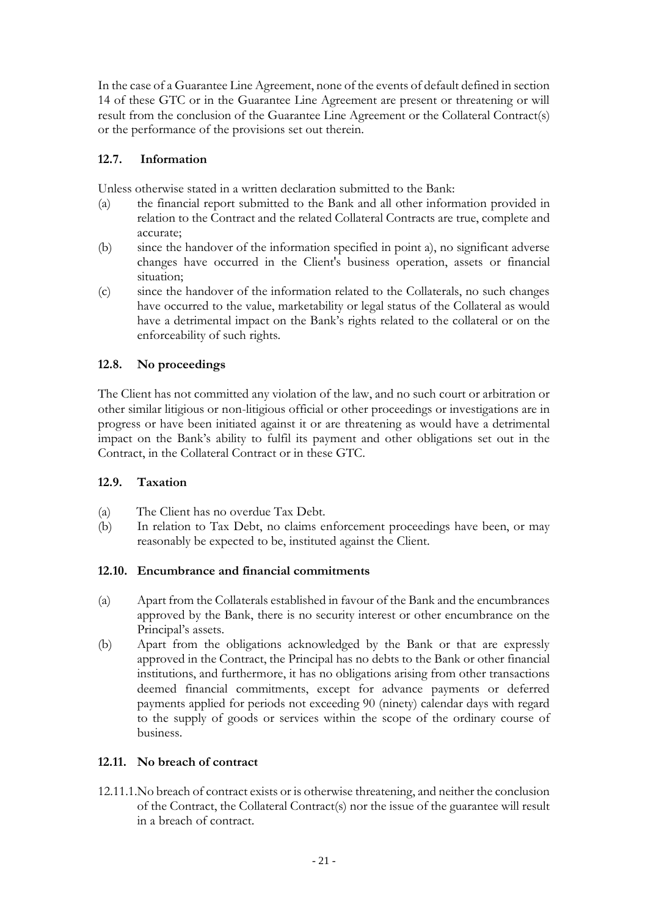In the case of a Guarantee Line Agreement, none of the events of default defined in section 14 of these GTC or in the Guarantee Line Agreement are present or threatening or will result from the conclusion of the Guarantee Line Agreement or the Collateral Contract(s) or the performance of the provisions set out therein.

### 12.7. Information

Unless otherwise stated in a written declaration submitted to the Bank:

(a) the financial report submitted to the Bank and all other information provided in relation to the Contract and the related Collateral Contracts are true, complete and accurate;

(b) since the handover of the information specified in point a), no significant adverse changes have occurred in the Client's business operation, assets or financial situation;

(c) since the handover of the information related to the Collaterals, no such changes have occurred to the value, marketability or legal status of the Collateral as would have a detrimental impact on the Bank's rights related to the collateral or on the enforceability of such rights.

### 12.8. No proceedings

The Client has not committed any violation of the law, and no such court or arbitration or other similar litigious or non-litigious official or other proceedings or investigations are in progress or have been initiated against it or are threatening as would have a detrimental impact on the Bank's ability to fulfil its payment and other obligations set out in the Contract, in the Collateral Contract or in these GTC.

### 12.9. Taxation

(a) The Client has no overdue Tax Debt.

(b) In relation to Tax Debt, no claims enforcement proceedings have been, or may reasonably be expected to be, instituted against the Client.

### 12.10. Encumbrance and financial commitments

(a) Apart from the Collaterals established in favour of the Bank and the encumbrances approved by the Bank, there is no security interest or other encumbrance on the Principal's assets.

(b) Apart from the obligations acknowledged by the Bank or that are expressly approved in the Contract, the Principal has no debts to the Bank or other financial institutions, and furthermore, it has no obligations arising from other transactions deemed financial commitments, except for advance payments or deferred payments applied for periods not exceeding 90 (ninety) calendar days with regard to the supply of goods or services within the scope of the ordinary course of business.

### 12.11. No breach of contract

12.11.1. No breach of contract exists or is otherwise threatening, and neither the conclusion of the Contract, the Collateral Contract(s) nor the issue of the guarantee will result in a breach of contract.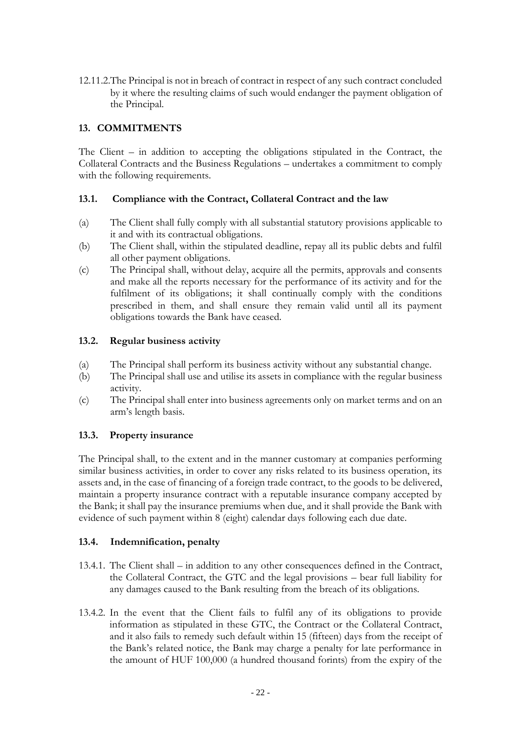12.11.2. The Principal is not in breach of contract in respect of any such contract concluded by it where the resulting claims of such would endanger the payment obligation of the Principal.

## 13. COMMITMENTS

The Client – in addition to accepting the obligations stipulated in the Contract, the Collateral Contracts and the Business Regulations – undertakes a commitment to comply with the following requirements.

### 13.1. Compliance with the Contract, Collateral Contract and the law

(a) The Client shall fully comply with all substantial statutory provisions applicable to it and with its contractual obligations.

(b) The Client shall, within the stipulated deadline, repay all its public debts and fulfil all other payment obligations.

(c) The Principal shall, without delay, acquire all the permits, approvals and consents and make all the reports necessary for the performance of its activity and for the fulfilment of its obligations; it shall continually comply with the conditions prescribed in them, and shall ensure they remain valid until all its payment obligations towards the Bank have ceased.

### 13.2. Regular business activity

(a) The Principal shall perform its business activity without any substantial change.

(b) The Principal shall use and utilise its assets in compliance with the regular business activity.

(c) The Principal shall enter into business agreements only on market terms and on an arm's length basis.

### 13.3. Property insurance

The Principal shall, to the extent and in the manner customary at companies performing similar business activities, in order to cover any risks related to its business operation, its assets and, in the case of financing of a foreign trade contract, to the goods to be delivered, maintain a property insurance contract with a reputable insurance company accepted by the Bank; it shall pay the insurance premiums when due, and it shall provide the Bank with evidence of such payment within 8 (eight) calendar days following each due date.

### 13.4. Indemnification, penalty

13.4.1. The Client shall – in addition to any other consequences defined in the Contract, the Collateral Contract, the GTC and the legal provisions – bear full liability for any damages caused to the Bank resulting from the breach of its obligations.

13.4.2. In the event that the Client fails to fulfil any of its obligations to provide information as stipulated in these GTC, the Contract or the Collateral Contract, and it also fails to remedy such default within 15 (fifteen) days from the receipt of the Bank's related notice, the Bank may charge a penalty for late performance in the amount of HUF 100,000 (a hundred thousand forints) from the expiry of the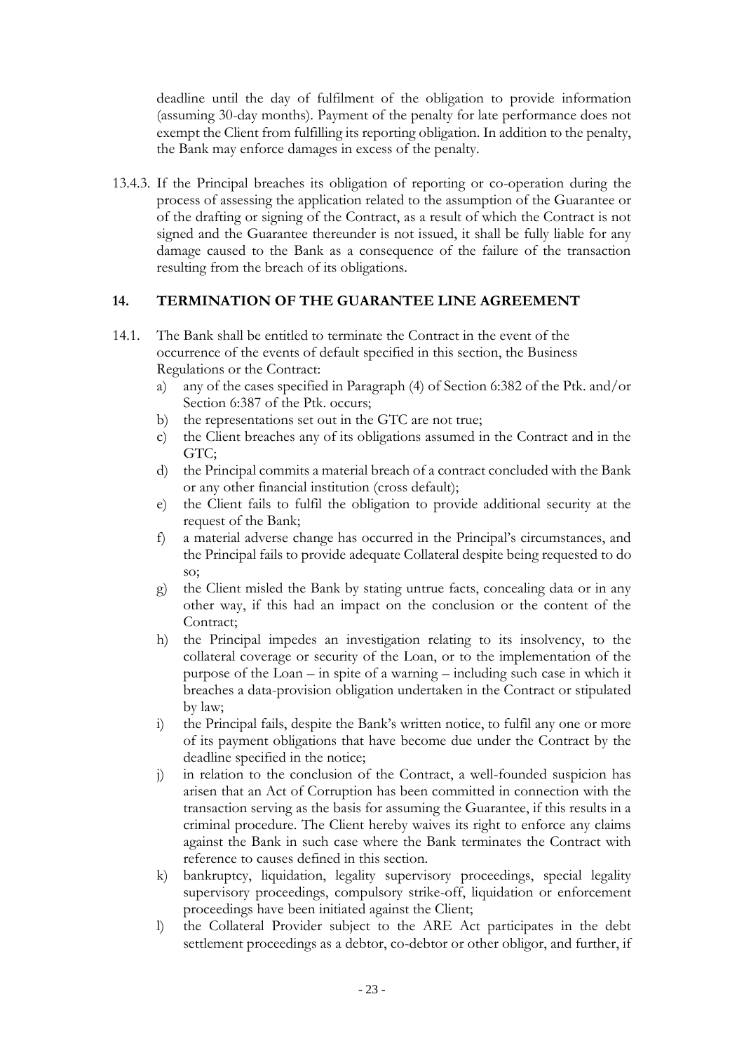deadline until the day of fulfilment of the obligation to provide information (assuming 30-day months). Payment of the penalty for late performance does not exempt the Client from fulfilling its reporting obligation. In addition to the penalty, the Bank may enforce damages in excess of the penalty.

13.4.3. If the Principal breaches its obligation of reporting or co-operation during the process of assessing the application related to the assumption of the Guarantee or of the drafting or signing of the Contract, as a result of which the Contract is not signed and the Guarantee thereunder is not issued, it shall be fully liable for any damage caused to the Bank as a consequence of the failure of the transaction resulting from the breach of its obligations.

## 14. TERMINATION OF THE GUARANTEE LINE AGREEMENT

14.1. The Bank shall be entitled to terminate the Contract in the event of the occurrence of the events of default specified in this section, the Business Regulations or the Contract:

a) any of the cases specified in Paragraph (4) of Section 6:382 of the Ptk. and/or Section 6:387 of the Ptk. occurs;
b) the representations set out in the GTC are not true;
c) the Client breaches any of its obligations assumed in the Contract and in the GTC;
d) the Principal commits a material breach of a contract concluded with the Bank or any other financial institution (cross default);
e) the Client fails to fulfil the obligation to provide additional security at the request of the Bank;
f) a material adverse change has occurred in the Principal's circumstances, and the Principal fails to provide adequate Collateral despite being requested to do so;
g) the Client misled the Bank by stating untrue facts, concealing data or in any other way, if this had an impact on the conclusion or the content of the Contract;
h) the Principal impedes an investigation relating to its insolvency, to the collateral coverage or security of the Loan, or to the implementation of the purpose of the Loan – in spite of a warning – including such case in which it breaches a data-provision obligation undertaken in the Contract or stipulated by law;
i) the Principal fails, despite the Bank's written notice, to fulfil any one or more of its payment obligations that have become due under the Contract by the deadline specified in the notice;
j) in relation to the conclusion of the Contract, a well-founded suspicion has arisen that an Act of Corruption has been committed in connection with the transaction serving as the basis for assuming the Guarantee, if this results in a criminal procedure. The Client hereby waives its right to enforce any claims against the Bank in such case where the Bank terminates the Contract with reference to causes defined in this section.
k) bankruptcy, liquidation, legality supervisory proceedings, special legality supervisory proceedings, compulsory strike-off, liquidation or enforcement proceedings have been initiated against the Client;
l) the Collateral Provider subject to the ARE Act participates in the debt settlement proceedings as a debtor, co-debtor or other obligor, and further, if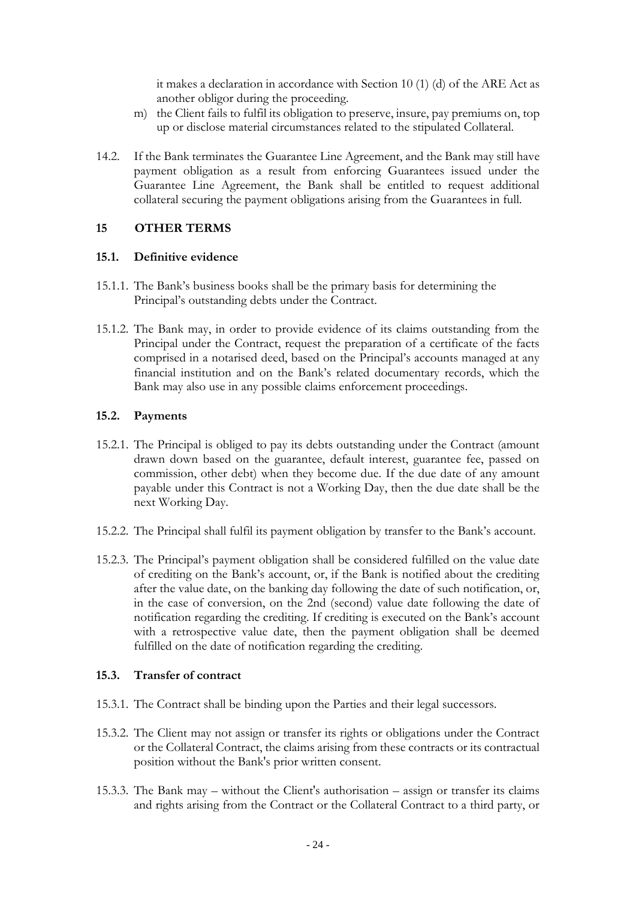it makes a declaration in accordance with Section 10 (1) (d) of the ARE Act as another obligor during the proceeding.

m) the Client fails to fulfil its obligation to preserve, insure, pay premiums on, top up or disclose material circumstances related to the stipulated Collateral.

14.2. If the Bank terminates the Guarantee Line Agreement, and the Bank may still have payment obligation as a result from enforcing Guarantees issued under the Guarantee Line Agreement, the Bank shall be entitled to request additional collateral securing the payment obligations arising from the Guarantees in full.

## 15 OTHER TERMS

### 15.1. Definitive evidence

15.1.1. The Bank's business books shall be the primary basis for determining the Principal's outstanding debts under the Contract.

15.1.2. The Bank may, in order to provide evidence of its claims outstanding from the Principal under the Contract, request the preparation of a certificate of the facts comprised in a notarised deed, based on the Principal's accounts managed at any financial institution and on the Bank's related documentary records, which the Bank may also use in any possible claims enforcement proceedings.

### 15.2. Payments

15.2.1. The Principal is obliged to pay its debts outstanding under the Contract (amount drawn down based on the guarantee, default interest, guarantee fee, passed on commission, other debt) when they become due. If the due date of any amount payable under this Contract is not a Working Day, then the due date shall be the next Working Day.

15.2.2. The Principal shall fulfil its payment obligation by transfer to the Bank's account.

15.2.3. The Principal's payment obligation shall be considered fulfilled on the value date of crediting on the Bank's account, or, if the Bank is notified about the crediting after the value date, on the banking day following the date of such notification, or, in the case of conversion, on the 2nd (second) value date following the date of notification regarding the crediting. If crediting is executed on the Bank's account with a retrospective value date, then the payment obligation shall be deemed fulfilled on the date of notification regarding the crediting.

### 15.3. Transfer of contract

15.3.1. The Contract shall be binding upon the Parties and their legal successors.

15.3.2. The Client may not assign or transfer its rights or obligations under the Contract or the Collateral Contract, the claims arising from these contracts or its contractual position without the Bank's prior written consent.

15.3.3. The Bank may – without the Client's authorisation – assign or transfer its claims and rights arising from the Contract or the Collateral Contract to a third party, or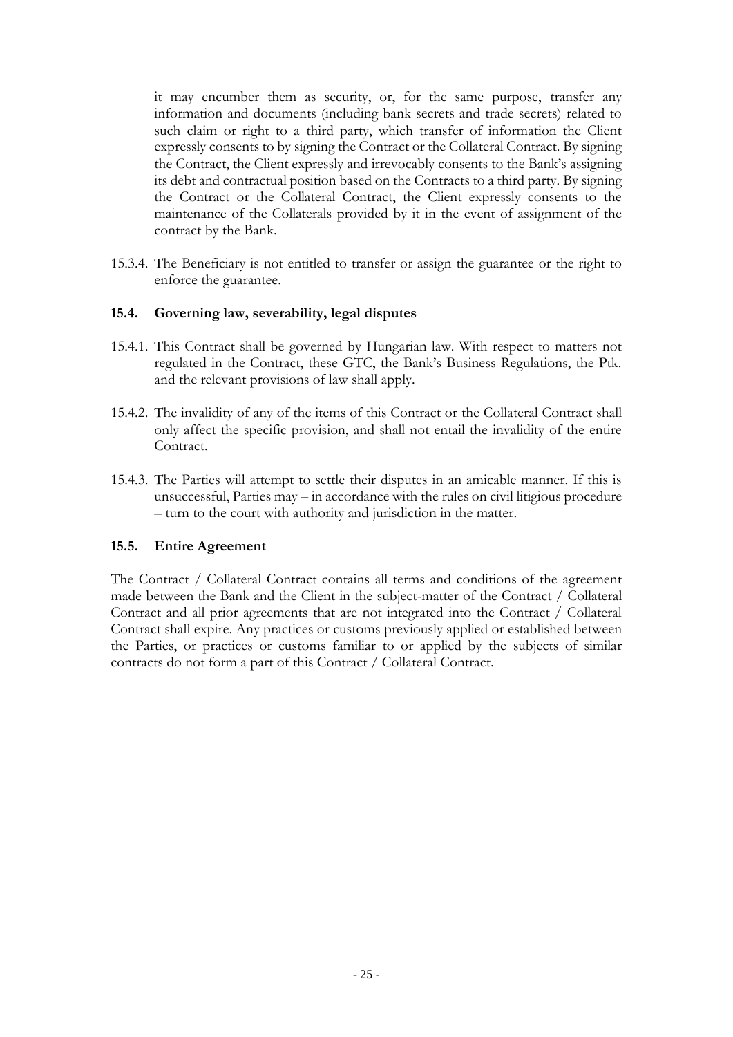it may encumber them as security, or, for the same purpose, transfer any information and documents (including bank secrets and trade secrets) related to such claim or right to a third party, which transfer of information the Client expressly consents to by signing the Contract or the Collateral Contract. By signing the Contract, the Client expressly and irrevocably consents to the Bank's assigning its debt and contractual position based on the Contracts to a third party. By signing the Contract or the Collateral Contract, the Client expressly consents to the maintenance of the Collaterals provided by it in the event of assignment of the contract by the Bank.

15.3.4. The Beneficiary is not entitled to transfer or assign the guarantee or the right to enforce the guarantee.

### 15.4. Governing law, severability, legal disputes

15.4.1. This Contract shall be governed by Hungarian law. With respect to matters not regulated in the Contract, these GTC, the Bank's Business Regulations, the Ptk. and the relevant provisions of law shall apply.

15.4.2. The invalidity of any of the items of this Contract or the Collateral Contract shall only affect the specific provision, and shall not entail the invalidity of the entire Contract.

15.4.3. The Parties will attempt to settle their disputes in an amicable manner. If this is unsuccessful, Parties may – in accordance with the rules on civil litigious procedure – turn to the court with authority and jurisdiction in the matter.

### 15.5. Entire Agreement

The Contract / Collateral Contract contains all terms and conditions of the agreement made between the Bank and the Client in the subject-matter of the Contract / Collateral Contract and all prior agreements that are not integrated into the Contract / Collateral Contract shall expire. Any practices or customs previously applied or established between the Parties, or practices or customs familiar to or applied by the subjects of similar contracts do not form a part of this Contract / Collateral Contract.